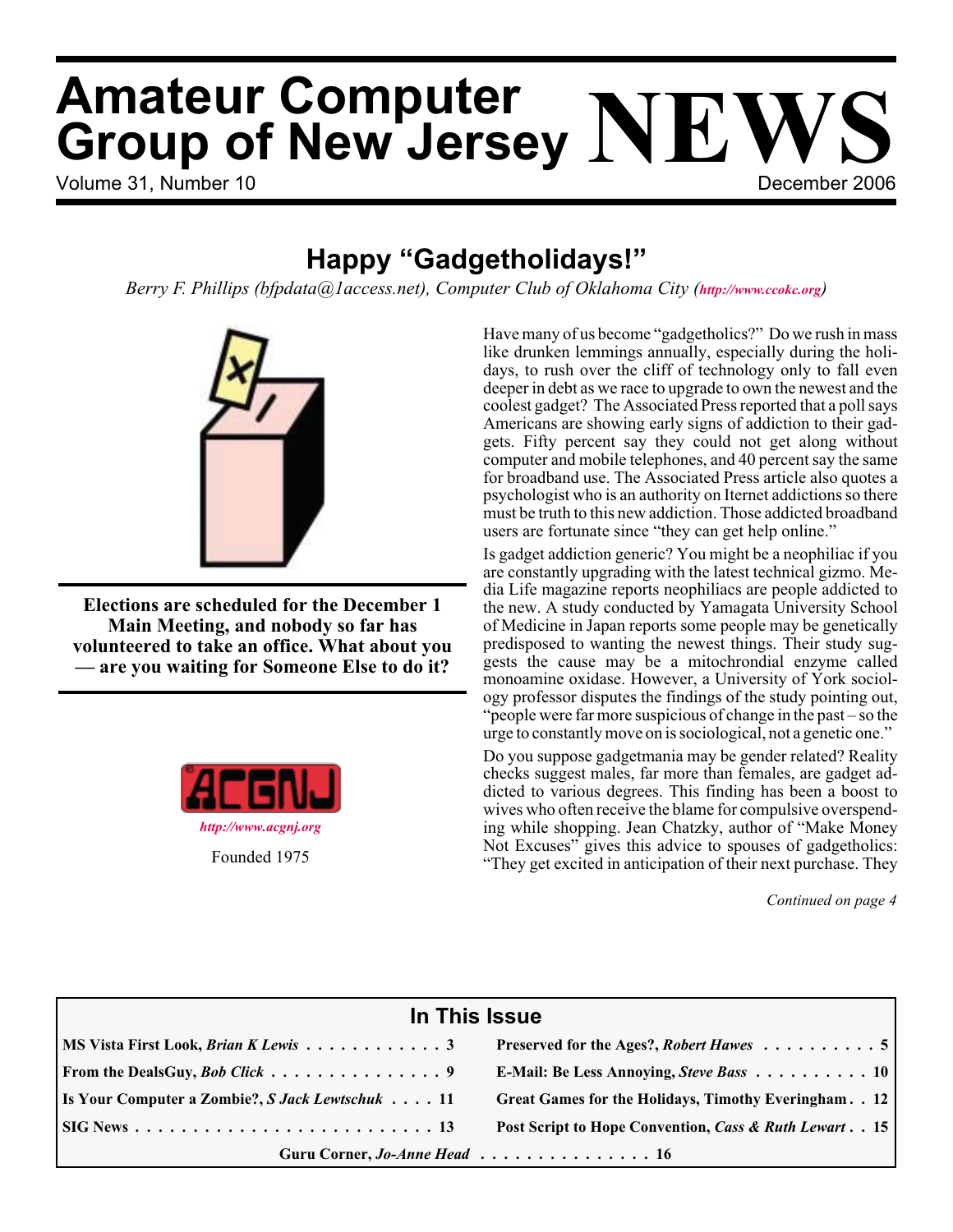# Amateur Computer Group of New Jersey NEWS

Volume 31, Number 10 — December 2006

## Happy "Gadgetholidays!"

*Berry F. Phillips (bfpdata@1access.net), Computer Club of Oklahoma City (http://www.ccokc.org)*

Have many of us become "gadgetholics?" Do we rush in mass like drunken lemmings annually, especially during the holidays, to rush over the cliff of technology only to fall even deeper in debt as we race to upgrade to own the newest and the coolest gadget? The Associated Press reported that a poll says Americans are showing early signs of addiction to their gadgets. Fifty percent say they could not get along without computer and mobile telephones, and 40 percent say the same for broadband use. The Associated Press article also quotes a psychologist who is an authority on Iternet addictions so there must be truth to this new addiction. Those addicted broadband users are fortunate since "they can get help online."

Is gadget addiction generic? You might be a neophiliac if you are constantly upgrading with the latest technical gizmo. Media Life magazine reports neophiliacs are people addicted to the new. A study conducted by Yamagata University School of Medicine in Japan reports some people may be genetically predisposed to wanting the newest things. Their study suggests the cause may be a mitochrondial enzyme called monoamine oxidase. However, a University of York sociology professor disputes the findings of the study pointing out, "people were far more suspicious of change in the past – so the urge to constantly move on is sociological, not a genetic one."

Do you suppose gadgetmania may be gender related? Reality checks suggest males, far more than females, are gadget addicted to various degrees. This finding has been a boost to wives who often receive the blame for compulsive overspending while shopping. Jean Chatzky, author of "Make Money Not Excuses" gives this advice to spouses of gadgetholics: "They get excited in anticipation of their next purchase. They

*Continued on page 4*

**Elections are scheduled for the December 1 Main Meeting, and nobody so far has volunteered to take an office. What about you — are you waiting for Someone Else to do it?**

ACGNJ

*http://www.acgnj.org*

Founded 1975

## In This Issue

| | |
|---|---|
| MS Vista First Look, *Brian K Lewis* . . . 3 | Preserved for the Ages?, *Robert Hawes* . . . 5 |
| From the DealsGuy, *Bob Click* . . . 9 | E-Mail: Be Less Annoying, *Steve Bass* . . . 10 |
| Is Your Computer a Zombie?, *S Jack Lewtschuk* . . . 11 | Great Games for the Holidays, Timothy Everingham . . 12 |
| SIG News . . . 13 | Post Script to Hope Convention, *Cass & Ruth Lewart* . . 15 |
| Guru Corner, *Jo-Anne Head* . . . 16 | |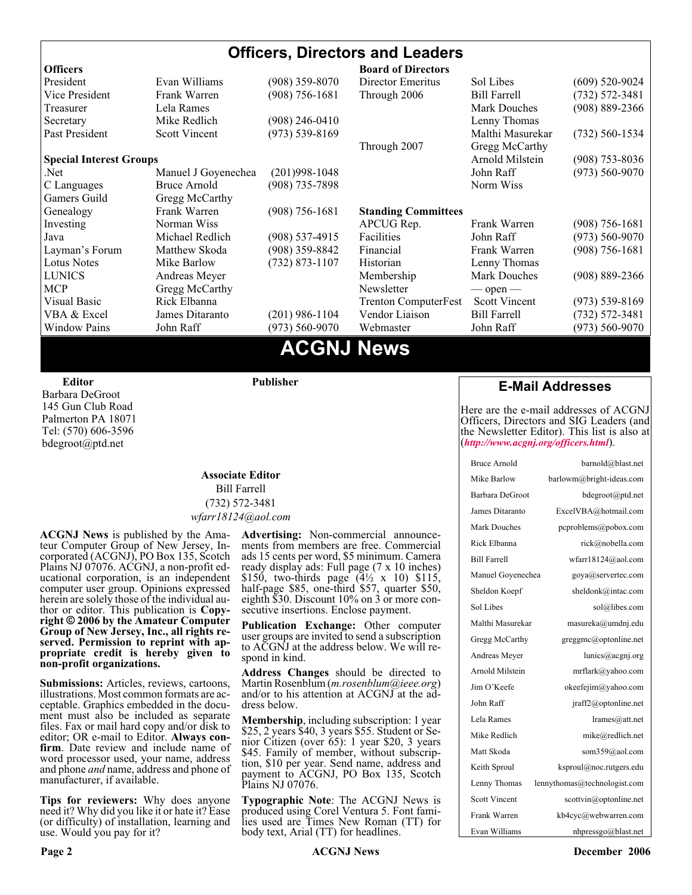# Officers, Directors and Leaders

| **Officers** | | | **Board of Directors** | | |
|---|---|---|---|---|---|
| President | Evan Williams | (908) 359-8070 | Director Emeritus | Sol Libes | (609) 520-9024 |
| Vice President | Frank Warren | (908) 756-1681 | Through 2006 | Bill Farrell | (732) 572-3481 |
| Treasurer | Lela Rames | | | Mark Douches | (908) 889-2366 |
| Secretary | Mike Redlich | (908) 246-0410 | | Lenny Thomas | |
| Past President | Scott Vincent | (973) 539-8169 | | Malthi Masurekar | (732) 560-1534 |
| | | | Through 2007 | Gregg McCarthy | |
| **Special Interest Groups** | | | | Arnold Milstein | (908) 753-8036 |
| .Net | Manuel J Goyenechea | (201)998-1048 | | John Raff | (973) 560-9070 |
| C Languages | Bruce Arnold | (908) 735-7898 | | Norm Wiss | |
| Gamers Guild | Gregg McCarthy | | | | |
| Genealogy | Frank Warren | (908) 756-1681 | **Standing Committees** | | |
| Investing | Norman Wiss | | APCUG Rep. | Frank Warren | (908) 756-1681 |
| Java | Michael Redlich | (908) 537-4915 | Facilities | John Raff | (973) 560-9070 |
| Layman's Forum | Matthew Skoda | (908) 359-8842 | Financial | Frank Warren | (908) 756-1681 |
| Lotus Notes | Mike Barlow | (732) 873-1107 | Historian | Lenny Thomas | |
| LUNICS | Andreas Meyer | | Membership | Mark Douches | (908) 889-2366 |
| MCP | Gregg McCarthy | | Newsletter | — open — | |
| Visual Basic | Rick Elbanna | | Trenton ComputerFest | Scott Vincent | (973) 539-8169 |
| VBA & Excel | James Ditaranto | (201) 986-1104 | Vendor Liaison | Bill Farrell | (732) 572-3481 |
| Window Pains | John Raff | (973) 560-9070 | Webmaster | John Raff | (973) 560-9070 |

# ACGNJ News

**Editor**
Barbara DeGroot
145 Gun Club Road
Palmerton PA 18071
Tel: (570) 606-3596
bdegroot@ptd.net

**Publisher**

**Associate Editor**
Bill Farrell
(732) 572-3481
*wfarr18124@aol.com*

**ACGNJ News** is published by the Amateur Computer Group of New Jersey, Incorporated (ACGNJ), PO Box 135, Scotch Plains NJ 07076. ACGNJ, a non-profit educational corporation, is an independent computer user group. Opinions expressed herein are solely those of the individual author or editor. This publication is **Copyright © 2006 by the Amateur Computer Group of New Jersey, Inc., all rights reserved. Permission to reprint with appropriate credit is hereby given to non-profit organizations.**

**Submissions:** Articles, reviews, cartoons, illustrations. Most common formats are acceptable. Graphics embedded in the document must also be included as separate files. Fax or mail hard copy and/or disk to editor; OR e-mail to Editor. **Always confirm**. Date review and include name of word processor used, your name, address and phone *and* name, address and phone of manufacturer, if available.

**Tips for reviewers:** Why does anyone need it? Why did you like it or hate it? Ease (or difficulty) of installation, learning and use. Would you pay for it?

**Advertising:** Non-commercial announcements from members are free. Commercial ads 15 cents per word, $5 minimum. Camera ready display ads: Full page (7 x 10 inches) $150, two-thirds page (4½ x 10) $115, half-page $85, one-third $57, quarter $50, eighth $30. Discount 10% on 3 or more consecutive insertions. Enclose payment.

**Publication Exchange:** Other computer user groups are invited to send a subscription to ACGNJ at the address below. We will respond in kind.

**Address Changes** should be directed to Martin Rosenblum (*m.rosenblum@ieee.org*) and/or to his attention at ACGNJ at the address below.

**Membership**, including subscription: 1 year $25, 2 years $40, 3 years $55. Student or Senior Citizen (over 65): 1 year $20, 3 years $45. Family of member, without subscription, $10 per year. Send name, address and payment to ACGNJ, PO Box 135, Scotch Plains NJ 07076.

**Typographic Note**: The ACGNJ News is produced using Corel Ventura 5. Font families used are Times New Roman (TT) for body text, Arial (TT) for headlines.

## E-Mail Addresses

Here are the e-mail addresses of ACGNJ Officers, Directors and SIG Leaders (and the Newsletter Editor). This list is also at (***http://www.acgnj.org/officers.html***).

| Name | E-Mail |
|---|---|
| Bruce Arnold | barnold@blast.net |
| Mike Barlow | barlowm@bright-ideas.com |
| Barbara DeGroot | bdegroot@ptd.net |
| James Ditaranto | ExcelVBA@hotmail.com |
| Mark Douches | pcproblems@pobox.com |
| Rick Elbanna | rick@nobella.com |
| Bill Farrell | wfarr18124@aol.com |
| Manuel Goyenechea | goya@servertec.com |
| Sheldon Koepf | sheldonk@intac.com |
| Sol Libes | sol@libes.com |
| Malthi Masurekar | masureka@umdnj.edu |
| Gregg McCarthy | greggmc@optonline.net |
| Andreas Meyer | lunics@acgnj.org |
| Arnold Milstein | mrflark@yahoo.com |
| Jim O'Keefe | okeefejim@yahoo.com |
| John Raff | jraff2@optonline.net |
| Lela Rames | lrames@att.net |
| Mike Redlich | mike@redlich.net |
| Matt Skoda | som359@aol.com |
| Keith Sproul | ksproul@noc.rutgers.edu |
| Lenny Thomas | lennythomas@technologist.com |
| Scott Vincent | scottvin@optonline.net |
| Frank Warren | kb4cyc@webwarren.com |
| Evan Williams | nhpressgo@blast.net |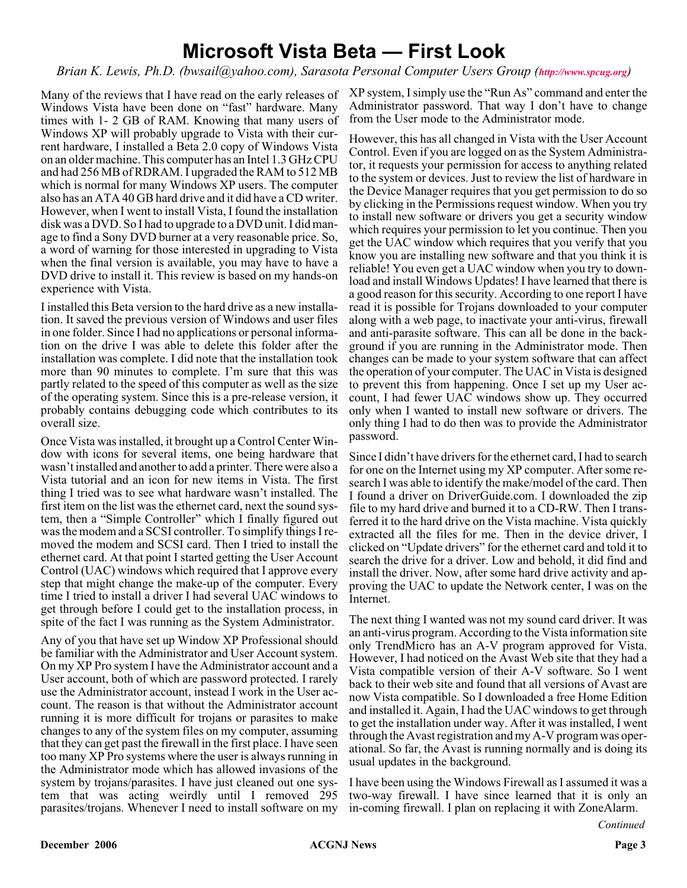# Microsoft Vista Beta — First Look

*Brian K. Lewis, Ph.D. (bwsail@yahoo.com), Sarasota Personal Computer Users Group (http://www.spcug.org)*

Many of the reviews that I have read on the early releases of Windows Vista have been done on "fast" hardware. Many times with 1- 2 GB of RAM. Knowing that many users of Windows XP will probably upgrade to Vista with their current hardware, I installed a Beta 2.0 copy of Windows Vista on an older machine. This computer has an Intel 1.3 GHz CPU and had 256 MB of RDRAM. I upgraded the RAM to 512 MB which is normal for many Windows XP users. The computer also has an ATA 40 GB hard drive and it did have a CD writer. However, when I went to install Vista, I found the installation disk was a DVD. So I had to upgrade to a DVD unit. I did manage to find a Sony DVD burner at a very reasonable price. So, a word of warning for those interested in upgrading to Vista when the final version is available, you may have to have a DVD drive to install it. This review is based on my hands-on experience with Vista.

I installed this Beta version to the hard drive as a new installation. It saved the previous version of Windows and user files in one folder. Since I had no applications or personal information on the drive I was able to delete this folder after the installation was complete. I did note that the installation took more than 90 minutes to complete. I'm sure that this was partly related to the speed of this computer as well as the size of the operating system. Since this is a pre-release version, it probably contains debugging code which contributes to its overall size.

Once Vista was installed, it brought up a Control Center Window with icons for several items, one being hardware that wasn't installed and another to add a printer. There were also a Vista tutorial and an icon for new items in Vista. The first thing I tried was to see what hardware wasn't installed. The first item on the list was the ethernet card, next the sound system, then a "Simple Controller" which I finally figured out was the modem and a SCSI controller. To simplify things I removed the modem and SCSI card. Then I tried to install the ethernet card. At that point I started getting the User Account Control (UAC) windows which required that I approve every step that might change the make-up of the computer. Every time I tried to install a driver I had several UAC windows to get through before I could get to the installation process, in spite of the fact I was running as the System Administrator.

Any of you that have set up Window XP Professional should be familiar with the Administrator and User Account system. On my XP Pro system I have the Administrator account and a User account, both of which are password protected. I rarely use the Administrator account, instead I work in the User account. The reason is that without the Administrator account running it is more difficult for trojans or parasites to make changes to any of the system files on my computer, assuming that they can get past the firewall in the first place. I have seen too many XP Pro systems where the user is always running in the Administrator mode which has allowed invasions of the system by trojans/parasites. I have just cleaned out one system that was acting weirdly until I removed 295 parasites/trojans. Whenever I need to install software on my XP system, I simply use the "Run As" command and enter the Administrator password. That way I don't have to change from the User mode to the Administrator mode.

However, this has all changed in Vista with the User Account Control. Even if you are logged on as the System Administrator, it requests your permission for access to anything related to the system or devices. Just to review the list of hardware in the Device Manager requires that you get permission to do so by clicking in the Permissions request window. When you try to install new software or drivers you get a security window which requires your permission to let you continue. Then you get the UAC window which requires that you verify that you know you are installing new software and that you think it is reliable! You even get a UAC window when you try to download and install Windows Updates! I have learned that there is a good reason for this security. According to one report I have read it is possible for Trojans downloaded to your computer along with a web page, to inactivate your anti-virus, firewall and anti-parasite software. This can all be done in the background if you are running in the Administrator mode. Then changes can be made to your system software that can affect the operation of your computer. The UAC in Vista is designed to prevent this from happening. Once I set up my User account, I had fewer UAC windows show up. They occurred only when I wanted to install new software or drivers. The only thing I had to do then was to provide the Administrator password.

Since I didn't have drivers for the ethernet card, I had to search for one on the Internet using my XP computer. After some research I was able to identify the make/model of the card. Then I found a driver on DriverGuide.com. I downloaded the zip file to my hard drive and burned it to a CD-RW. Then I transferred it to the hard drive on the Vista machine. Vista quickly extracted all the files for me. Then in the device driver, I clicked on "Update drivers" for the ethernet card and told it to search the drive for a driver. Low and behold, it did find and install the driver. Now, after some hard drive activity and approving the UAC to update the Network center, I was on the Internet.

The next thing I wanted was not my sound card driver. It was an anti-virus program. According to the Vista information site only TrendMicro has an A-V program approved for Vista. However, I had noticed on the Avast Web site that they had a Vista compatible version of their A-V software. So I went back to their web site and found that all versions of Avast are now Vista compatible. So I downloaded a free Home Edition and installed it. Again, I had the UAC windows to get through to get the installation under way. After it was installed, I went through the Avast registration and my A-V program was operational. So far, the Avast is running normally and is doing its usual updates in the background.

I have been using the Windows Firewall as I assumed it was a two-way firewall. I have since learned that it is only an in-coming firewall. I plan on replacing it with ZoneAlarm.

*Continued*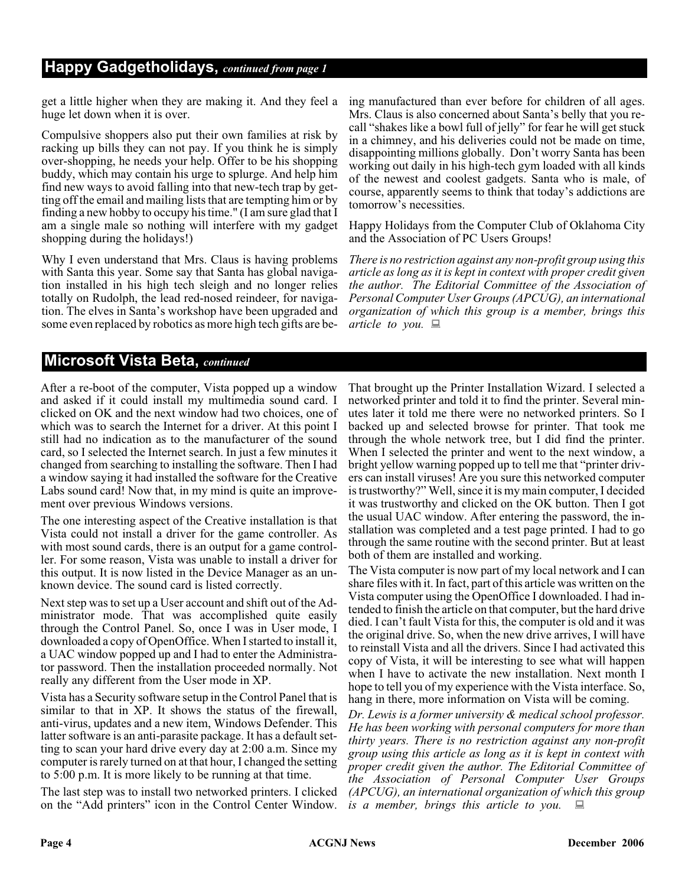## Happy Gadgetholidays, *continued from page 1*

get a little higher when they are making it. And they feel a huge let down when it is over.

Compulsive shoppers also put their own families at risk by racking up bills they can not pay. If you think he is simply over-shopping, he needs your help. Offer to be his shopping buddy, which may contain his urge to splurge. And help him find new ways to avoid falling into that new-tech trap by getting off the email and mailing lists that are tempting him or by finding a new hobby to occupy his time." (I am sure glad that I am a single male so nothing will interfere with my gadget shopping during the holidays!)

Why I even understand that Mrs. Claus is having problems with Santa this year. Some say that Santa has global navigation installed in his high tech sleigh and no longer relies totally on Rudolph, the lead red-nosed reindeer, for navigation. The elves in Santa's workshop have been upgraded and some even replaced by robotics as more high tech gifts are being manufactured than ever before for children of all ages. Mrs. Claus is also concerned about Santa's belly that you recall "shakes like a bowl full of jelly" for fear he will get stuck in a chimney, and his deliveries could not be made on time, disappointing millions globally. Don't worry Santa has been working out daily in his high-tech gym loaded with all kinds of the newest and coolest gadgets. Santa who is male, of course, apparently seems to think that today's addictions are tomorrow's necessities.

Happy Holidays from the Computer Club of Oklahoma City and the Association of PC Users Groups!

*There is no restriction against any non-profit group using this article as long as it is kept in context with proper credit given the author. The Editorial Committee of the Association of Personal Computer User Groups (APCUG), an international organization of which this group is a member, brings this article to you.*

## Microsoft Vista Beta, *continued*

After a re-boot of the computer, Vista popped up a window and asked if it could install my multimedia sound card. I clicked on OK and the next window had two choices, one of which was to search the Internet for a driver. At this point I still had no indication as to the manufacturer of the sound card, so I selected the Internet search. In just a few minutes it changed from searching to installing the software. Then I had a window saying it had installed the software for the Creative Labs sound card! Now that, in my mind is quite an improvement over previous Windows versions.

The one interesting aspect of the Creative installation is that Vista could not install a driver for the game controller. As with most sound cards, there is an output for a game controller. For some reason, Vista was unable to install a driver for this output. It is now listed in the Device Manager as an unknown device. The sound card is listed correctly.

Next step was to set up a User account and shift out of the Administrator mode. That was accomplished quite easily through the Control Panel. So, once I was in User mode, I downloaded a copy of OpenOffice. When I started to install it, a UAC window popped up and I had to enter the Administrator password. Then the installation proceeded normally. Not really any different from the User mode in XP.

Vista has a Security software setup in the Control Panel that is similar to that in XP. It shows the status of the firewall, anti-virus, updates and a new item, Windows Defender. This latter software is an anti-parasite package. It has a default setting to scan your hard drive every day at 2:00 a.m. Since my computer is rarely turned on at that hour, I changed the setting to 5:00 p.m. It is more likely to be running at that time.

The last step was to install two networked printers. I clicked on the "Add printers" icon in the Control Center Window. That brought up the Printer Installation Wizard. I selected a networked printer and told it to find the printer. Several minutes later it told me there were no networked printers. So I backed up and selected browse for printer. That took me through the whole network tree, but I did find the printer. When I selected the printer and went to the next window, a bright yellow warning popped up to tell me that "printer drivers can install viruses! Are you sure this networked computer is trustworthy?" Well, since it is my main computer, I decided it was trustworthy and clicked on the OK button. Then I got the usual UAC window. After entering the password, the installation was completed and a test page printed. I had to go through the same routine with the second printer. But at least both of them are installed and working.

The Vista computer is now part of my local network and I can share files with it. In fact, part of this article was written on the Vista computer using the OpenOffice I downloaded. I had intended to finish the article on that computer, but the hard drive died. I can't fault Vista for this, the computer is old and it was the original drive. So, when the new drive arrives, I will have to reinstall Vista and all the drivers. Since I had activated this copy of Vista, it will be interesting to see what will happen when I have to activate the new installation. Next month I hope to tell you of my experience with the Vista interface. So, hang in there, more information on Vista will be coming.

*Dr. Lewis is a former university & medical school professor. He has been working with personal computers for more than thirty years. There is no restriction against any non-profit group using this article as long as it is kept in context with proper credit given the author. The Editorial Committee of the Association of Personal Computer User Groups (APCUG), an international organization of which this group is a member, brings this article to you.*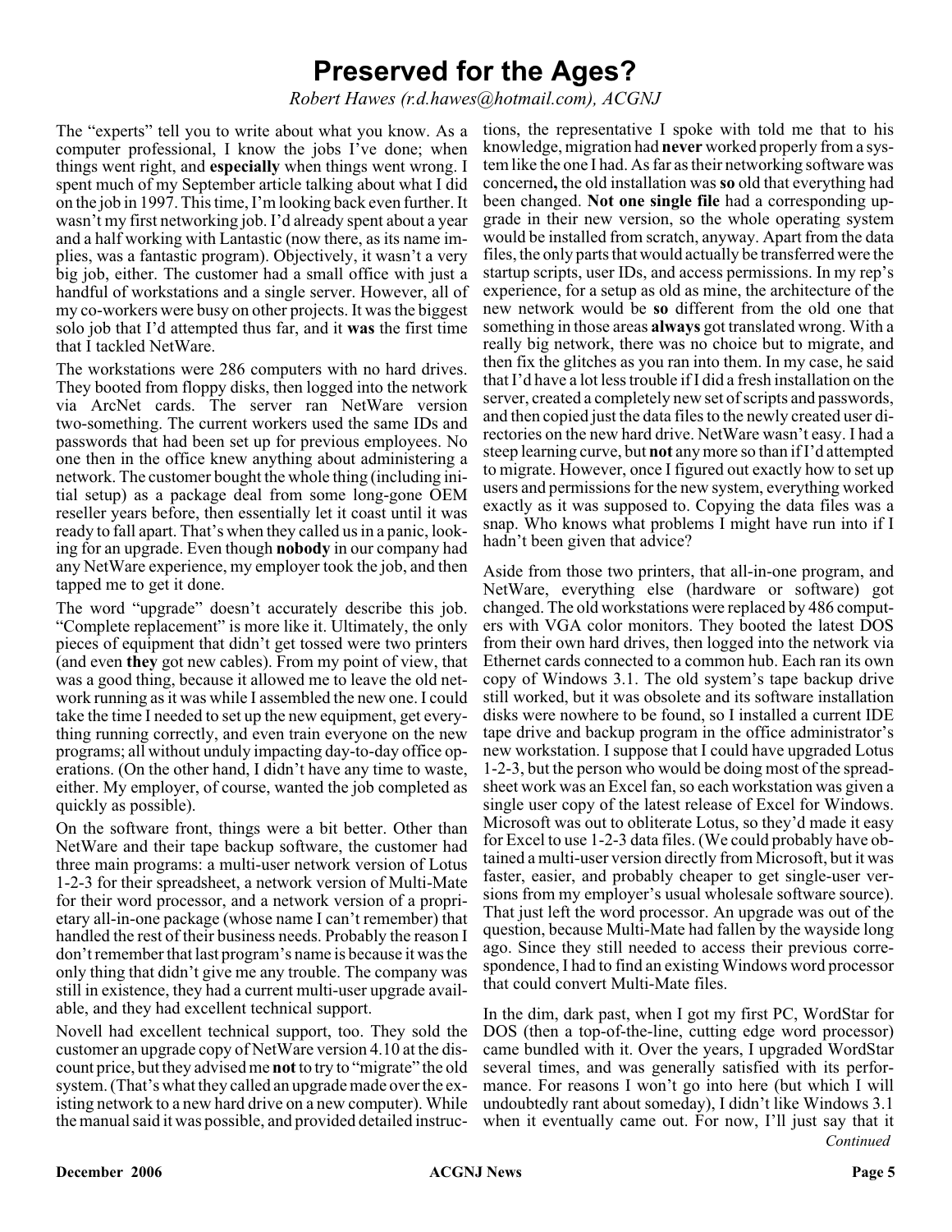# Preserved for the Ages?

*Robert Hawes (r.d.hawes@hotmail.com), ACGNJ*

The "experts" tell you to write about what you know. As a computer professional, I know the jobs I've done; when things went right, and **especially** when things went wrong. I spent much of my September article talking about what I did on the job in 1997. This time, I'm looking back even further. It wasn't my first networking job. I'd already spent about a year and a half working with Lantastic (now there, as its name implies, was a fantastic program). Objectively, it wasn't a very big job, either. The customer had a small office with just a handful of workstations and a single server. However, all of my co-workers were busy on other projects. It was the biggest solo job that I'd attempted thus far, and it **was** the first time that I tackled NetWare.

The workstations were 286 computers with no hard drives. They booted from floppy disks, then logged into the network via ArcNet cards. The server ran NetWare version two-something. The current workers used the same IDs and passwords that had been set up for previous employees. No one then in the office knew anything about administering a network. The customer bought the whole thing (including initial setup) as a package deal from some long-gone OEM reseller years before, then essentially let it coast until it was ready to fall apart. That's when they called us in a panic, looking for an upgrade. Even though **nobody** in our company had any NetWare experience, my employer took the job, and then tapped me to get it done.

The word "upgrade" doesn't accurately describe this job. "Complete replacement" is more like it. Ultimately, the only pieces of equipment that didn't get tossed were two printers (and even **they** got new cables). From my point of view, that was a good thing, because it allowed me to leave the old network running as it was while I assembled the new one. I could take the time I needed to set up the new equipment, get everything running correctly, and even train everyone on the new programs; all without unduly impacting day-to-day office operations. (On the other hand, I didn't have any time to waste, either. My employer, of course, wanted the job completed as quickly as possible).

On the software front, things were a bit better. Other than NetWare and their tape backup software, the customer had three main programs: a multi-user network version of Lotus 1-2-3 for their spreadsheet, a network version of Multi-Mate for their word processor, and a network version of a proprietary all-in-one package (whose name I can't remember) that handled the rest of their business needs. Probably the reason I don't remember that last program's name is because it was the only thing that didn't give me any trouble. The company was still in existence, they had a current multi-user upgrade available, and they had excellent technical support.

Novell had excellent technical support, too. They sold the customer an upgrade copy of NetWare version 4.10 at the discount price, but they advised me **not** to try to "migrate" the old system. (That's what they called an upgrade made over the existing network to a new hard drive on a new computer). While the manual said it was possible, and provided detailed instructions, the representative I spoke with told me that to his knowledge, migration had **never** worked properly from a system like the one I had. As far as their networking software was concerned**,** the old installation was **so** old that everything had been changed. **Not one single file** had a corresponding upgrade in their new version, so the whole operating system would be installed from scratch, anyway. Apart from the data files, the only parts that would actually be transferred were the startup scripts, user IDs, and access permissions. In my rep's experience, for a setup as old as mine, the architecture of the new network would be **so** different from the old one that something in those areas **always** got translated wrong. With a really big network, there was no choice but to migrate, and then fix the glitches as you ran into them. In my case, he said that I'd have a lot less trouble if I did a fresh installation on the server, created a completely new set of scripts and passwords, and then copied just the data files to the newly created user directories on the new hard drive. NetWare wasn't easy. I had a steep learning curve, but **not** any more so than if I'd attempted to migrate. However, once I figured out exactly how to set up users and permissions for the new system, everything worked exactly as it was supposed to. Copying the data files was a snap. Who knows what problems I might have run into if I hadn't been given that advice?

Aside from those two printers, that all-in-one program, and NetWare, everything else (hardware or software) got changed. The old workstations were replaced by 486 computers with VGA color monitors. They booted the latest DOS from their own hard drives, then logged into the network via Ethernet cards connected to a common hub. Each ran its own copy of Windows 3.1. The old system's tape backup drive still worked, but it was obsolete and its software installation disks were nowhere to be found, so I installed a current IDE tape drive and backup program in the office administrator's new workstation. I suppose that I could have upgraded Lotus 1-2-3, but the person who would be doing most of the spreadsheet work was an Excel fan, so each workstation was given a single user copy of the latest release of Excel for Windows. Microsoft was out to obliterate Lotus, so they'd made it easy for Excel to use 1-2-3 data files. (We could probably have obtained a multi-user version directly from Microsoft, but it was faster, easier, and probably cheaper to get single-user versions from my employer's usual wholesale software source). That just left the word processor. An upgrade was out of the question, because Multi-Mate had fallen by the wayside long ago. Since they still needed to access their previous correspondence, I had to find an existing Windows word processor that could convert Multi-Mate files.

In the dim, dark past, when I got my first PC, WordStar for DOS (then a top-of-the-line, cutting edge word processor) came bundled with it. Over the years, I upgraded WordStar several times, and was generally satisfied with its performance. For reasons I won't go into here (but which I will undoubtedly rant about someday), I didn't like Windows 3.1 when it eventually came out. For now, I'll just say that it

*Continued*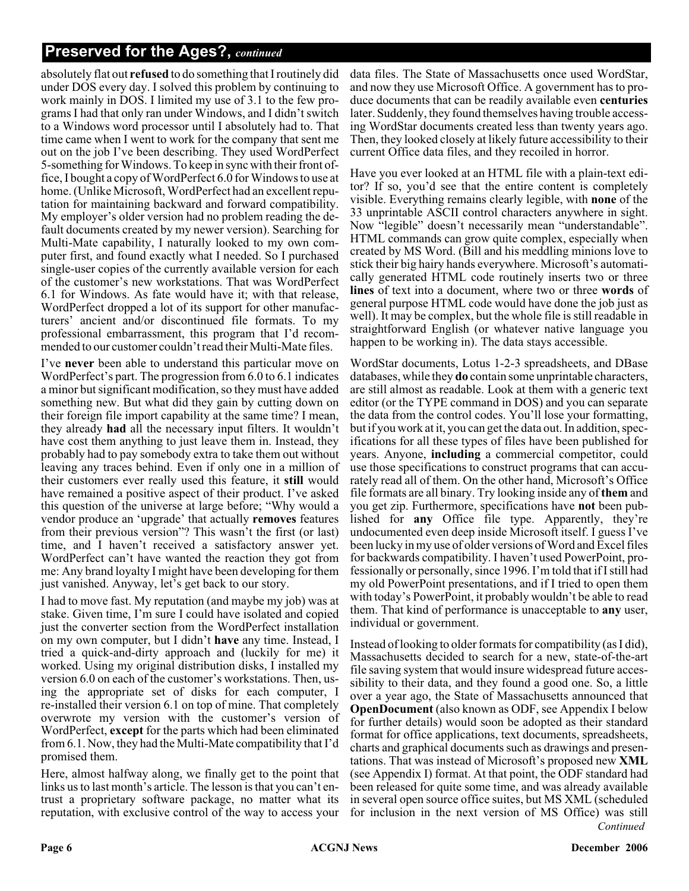## Preserved for the Ages?, *continued*

absolutely flat out **refused** to do something that I routinely did under DOS every day. I solved this problem by continuing to work mainly in DOS. I limited my use of 3.1 to the few programs I had that only ran under Windows, and I didn't switch to a Windows word processor until I absolutely had to. That time came when I went to work for the company that sent me out on the job I've been describing. They used WordPerfect 5-something for Windows. To keep in sync with their front office, I bought a copy of WordPerfect 6.0 for Windows to use at home. (Unlike Microsoft, WordPerfect had an excellent reputation for maintaining backward and forward compatibility. My employer's older version had no problem reading the default documents created by my newer version). Searching for Multi-Mate capability, I naturally looked to my own computer first, and found exactly what I needed. So I purchased single-user copies of the currently available version for each of the customer's new workstations. That was WordPerfect 6.1 for Windows. As fate would have it; with that release, WordPerfect dropped a lot of its support for other manufacturers' ancient and/or discontinued file formats. To my professional embarrassment, this program that I'd recommended to our customer couldn't read their Multi-Mate files.

I've **never** been able to understand this particular move on WordPerfect's part. The progression from 6.0 to 6.1 indicates a minor but significant modification, so they must have added something new. But what did they gain by cutting down on their foreign file import capability at the same time? I mean, they already **had** all the necessary input filters. It wouldn't have cost them anything to just leave them in. Instead, they probably had to pay somebody extra to take them out without leaving any traces behind. Even if only one in a million of their customers ever really used this feature, it **still** would have remained a positive aspect of their product. I've asked this question of the universe at large before; "Why would a vendor produce an 'upgrade' that actually **removes** features from their previous version"? This wasn't the first (or last) time, and I haven't received a satisfactory answer yet. WordPerfect can't have wanted the reaction they got from me: Any brand loyalty I might have been developing for them just vanished. Anyway, let's get back to our story.

I had to move fast. My reputation (and maybe my job) was at stake. Given time, I'm sure I could have isolated and copied just the converter section from the WordPerfect installation on my own computer, but I didn't **have** any time. Instead, I tried a quick-and-dirty approach and (luckily for me) it worked. Using my original distribution disks, I installed my version 6.0 on each of the customer's workstations. Then, using the appropriate set of disks for each computer, I re-installed their version 6.1 on top of mine. That completely overwrote my version with the customer's version of WordPerfect, **except** for the parts which had been eliminated from 6.1. Now, they had the Multi-Mate compatibility that I'd promised them.

Here, almost halfway along, we finally get to the point that links us to last month's article. The lesson is that you can't entrust a proprietary software package, no matter what its reputation, with exclusive control of the way to access your data files. The State of Massachusetts once used WordStar, and now they use Microsoft Office. A government has to produce documents that can be readily available even **centuries** later. Suddenly, they found themselves having trouble accessing WordStar documents created less than twenty years ago. Then, they looked closely at likely future accessibility to their current Office data files, and they recoiled in horror.

Have you ever looked at an HTML file with a plain-text editor? If so, you'd see that the entire content is completely visible. Everything remains clearly legible, with **none** of the 33 unprintable ASCII control characters anywhere in sight. Now "legible" doesn't necessarily mean "understandable". HTML commands can grow quite complex, especially when created by MS Word. (Bill and his meddling minions love to stick their big hairy hands everywhere. Microsoft's automatically generated HTML code routinely inserts two or three **lines** of text into a document, where two or three **words** of general purpose HTML code would have done the job just as well). It may be complex, but the whole file is still readable in straightforward English (or whatever native language you happen to be working in). The data stays accessible.

WordStar documents, Lotus 1-2-3 spreadsheets, and DBase databases, while they **do** contain some unprintable characters, are still almost as readable. Look at them with a generic text editor (or the TYPE command in DOS) and you can separate the data from the control codes. You'll lose your formatting, but if you work at it, you can get the data out. In addition, specifications for all these types of files have been published for years. Anyone, **including** a commercial competitor, could use those specifications to construct programs that can accurately read all of them. On the other hand, Microsoft's Office file formats are all binary. Try looking inside any of **them** and you get zip. Furthermore, specifications have **not** been published for **any** Office file type. Apparently, they're undocumented even deep inside Microsoft itself. I guess I've been lucky in my use of older versions of Word and Excel files for backwards compatibility. I haven't used PowerPoint, professionally or personally, since 1996. I'm told that if I still had my old PowerPoint presentations, and if I tried to open them with today's PowerPoint, it probably wouldn't be able to read them. That kind of performance is unacceptable to **any** user, individual or government.

Instead of looking to older formats for compatibility (as I did), Massachusetts decided to search for a new, state-of-the-art file saving system that would insure widespread future accessibility to their data, and they found a good one. So, a little over a year ago, the State of Massachusetts announced that **OpenDocument** (also known as ODF, see Appendix I below for further details) would soon be adopted as their standard format for office applications, text documents, spreadsheets, charts and graphical documents such as drawings and presentations. That was instead of Microsoft's proposed new **XML** (see Appendix I) format. At that point, the ODF standard had been released for quite some time, and was already available in several open source office suites, but MS XML (scheduled for inclusion in the next version of MS Office) was still

*Continued*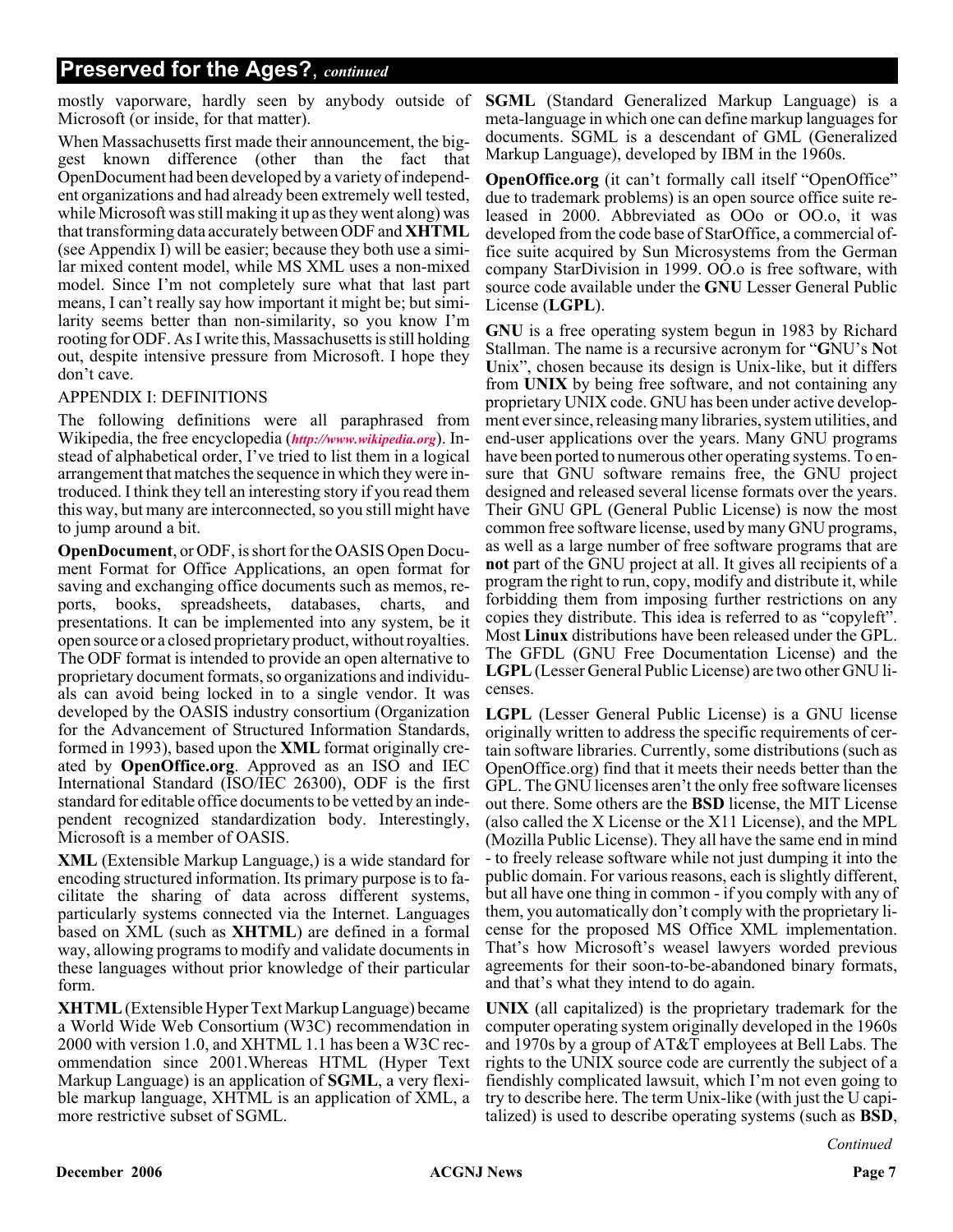## Preserved for the Ages?, *continued*

mostly vaporware, hardly seen by anybody outside of Microsoft (or inside, for that matter).

When Massachusetts first made their announcement, the biggest known difference (other than the fact that OpenDocument had been developed by a variety of independent organizations and had already been extremely well tested, while Microsoft was still making it up as they went along) was that transforming data accurately between ODF and **XHTML** (see Appendix I) will be easier; because they both use a similar mixed content model, while MS XML uses a non-mixed model. Since I'm not completely sure what that last part means, I can't really say how important it might be; but similarity seems better than non-similarity, so you know I'm rooting for ODF. As I write this, Massachusetts is still holding out, despite intensive pressure from Microsoft. I hope they don't cave.

APPENDIX I: DEFINITIONS

The following definitions were all paraphrased from Wikipedia, the free encyclopedia (*http://www.wikipedia.org*). Instead of alphabetical order, I've tried to list them in a logical arrangement that matches the sequence in which they were introduced. I think they tell an interesting story if you read them this way, but many are interconnected, so you still might have to jump around a bit.

**OpenDocument**, or ODF, is short for the OASIS Open Document Format for Office Applications, an open format for saving and exchanging office documents such as memos, reports, books, spreadsheets, databases, charts, and presentations. It can be implemented into any system, be it open source or a closed proprietary product, without royalties. The ODF format is intended to provide an open alternative to proprietary document formats, so organizations and individuals can avoid being locked in to a single vendor. It was developed by the OASIS industry consortium (Organization for the Advancement of Structured Information Standards, formed in 1993), based upon the **XML** format originally created by **OpenOffice.org**. Approved as an ISO and IEC International Standard (ISO/IEC 26300), ODF is the first standard for editable office documents to be vetted by an independent recognized standardization body. Interestingly, Microsoft is a member of OASIS.

**XML** (Extensible Markup Language,) is a wide standard for encoding structured information. Its primary purpose is to facilitate the sharing of data across different systems, particularly systems connected via the Internet. Languages based on XML (such as **XHTML**) are defined in a formal way, allowing programs to modify and validate documents in these languages without prior knowledge of their particular form.

**XHTML** (Extensible Hyper Text Markup Language) became a World Wide Web Consortium (W3C) recommendation in 2000 with version 1.0, and XHTML 1.1 has been a W3C recommendation since 2001.Whereas HTML (Hyper Text Markup Language) is an application of **SGML**, a very flexible markup language, XHTML is an application of XML, a more restrictive subset of SGML.

**SGML** (Standard Generalized Markup Language) is a meta-language in which one can define markup languages for documents. SGML is a descendant of GML (Generalized Markup Language), developed by IBM in the 1960s.

**OpenOffice.org** (it can't formally call itself "OpenOffice" due to trademark problems) is an open source office suite released in 2000. Abbreviated as OOo or OO.o, it was developed from the code base of StarOffice, a commercial office suite acquired by Sun Microsystems from the German company StarDivision in 1999. OO.o is free software, with source code available under the **GNU** Lesser General Public License (**LGPL**).

**GNU** is a free operating system begun in 1983 by Richard Stallman. The name is a recursive acronym for "**G**NU's **N**ot **U**nix", chosen because its design is Unix-like, but it differs from **UNIX** by being free software, and not containing any proprietary UNIX code. GNU has been under active development ever since, releasing many libraries, system utilities, and end-user applications over the years. Many GNU programs have been ported to numerous other operating systems. To ensure that GNU software remains free, the GNU project designed and released several license formats over the years. Their GNU GPL (General Public License) is now the most common free software license, used by many GNU programs, as well as a large number of free software programs that are **not** part of the GNU project at all. It gives all recipients of a program the right to run, copy, modify and distribute it, while forbidding them from imposing further restrictions on any copies they distribute. This idea is referred to as "copyleft". Most **Linux** distributions have been released under the GPL. The GFDL (GNU Free Documentation License) and the **LGPL** (Lesser General Public License) are two other GNU licenses.

**LGPL** (Lesser General Public License) is a GNU license originally written to address the specific requirements of certain software libraries. Currently, some distributions (such as OpenOffice.org) find that it meets their needs better than the GPL. The GNU licenses aren't the only free software licenses out there. Some others are the **BSD** license, the MIT License (also called the X License or the X11 License), and the MPL (Mozilla Public License). They all have the same end in mind - to freely release software while not just dumping it into the public domain. For various reasons, each is slightly different, but all have one thing in common - if you comply with any of them, you automatically don't comply with the proprietary license for the proposed MS Office XML implementation. That's how Microsoft's weasel lawyers worded previous agreements for their soon-to-be-abandoned binary formats, and that's what they intend to do again.

**UNIX** (all capitalized) is the proprietary trademark for the computer operating system originally developed in the 1960s and 1970s by a group of AT&T employees at Bell Labs. The rights to the UNIX source code are currently the subject of a fiendishly complicated lawsuit, which I'm not even going to try to describe here. The term Unix-like (with just the U capitalized) is used to describe operating systems (such as **BSD**,

*Continued*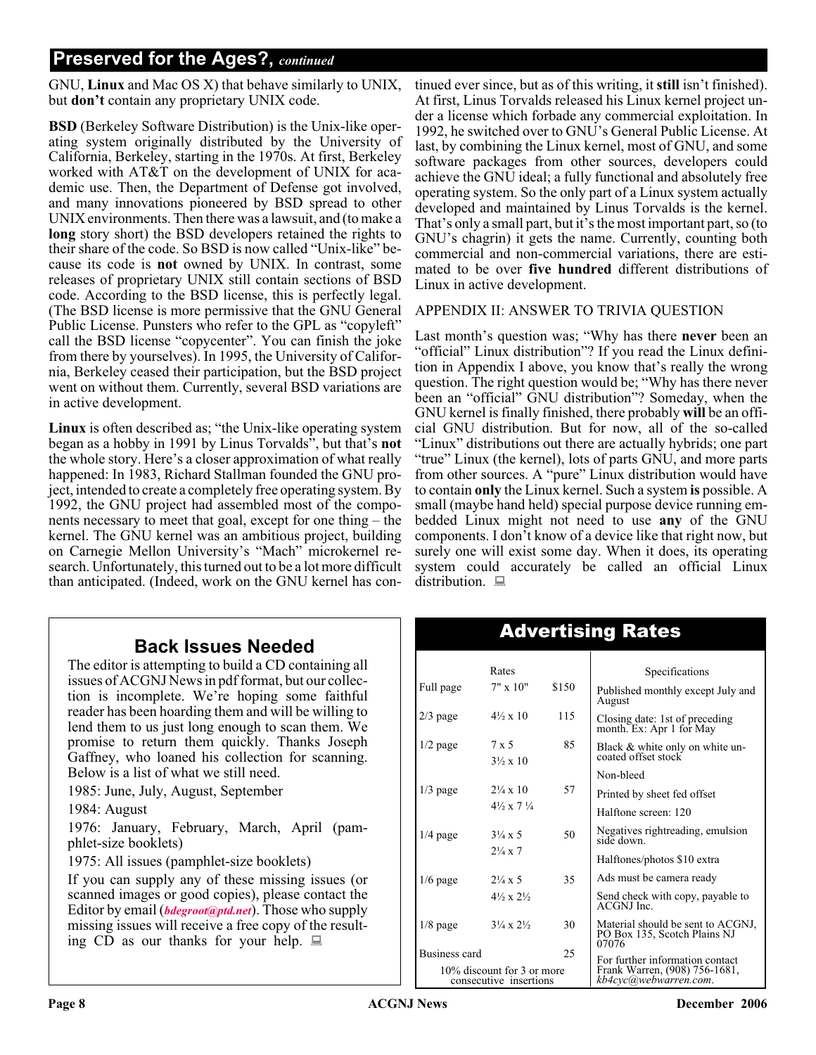## Preserved for the Ages?, *continued*

GNU, **Linux** and Mac OS X) that behave similarly to UNIX, but **don't** contain any proprietary UNIX code.

**BSD** (Berkeley Software Distribution) is the Unix-like operating system originally distributed by the University of California, Berkeley, starting in the 1970s. At first, Berkeley worked with AT&T on the development of UNIX for academic use. Then, the Department of Defense got involved, and many innovations pioneered by BSD spread to other UNIX environments. Then there was a lawsuit, and (to make a **long** story short) the BSD developers retained the rights to their share of the code. So BSD is now called "Unix-like" because its code is **not** owned by UNIX. In contrast, some releases of proprietary UNIX still contain sections of BSD code. According to the BSD license, this is perfectly legal. (The BSD license is more permissive that the GNU General Public License. Punsters who refer to the GPL as "copyleft" call the BSD license "copycenter". You can finish the joke from there by yourselves). In 1995, the University of California, Berkeley ceased their participation, but the BSD project went on without them. Currently, several BSD variations are in active development.

**Linux** is often described as; "the Unix-like operating system began as a hobby in 1991 by Linus Torvalds", but that's **not** the whole story. Here's a closer approximation of what really happened: In 1983, Richard Stallman founded the GNU project, intended to create a completely free operating system. By 1992, the GNU project had assembled most of the components necessary to meet that goal, except for one thing – the kernel. The GNU kernel was an ambitious project, building on Carnegie Mellon University's "Mach" microkernel research. Unfortunately, this turned out to be a lot more difficult than anticipated. (Indeed, work on the GNU kernel has continued ever since, but as of this writing, it **still** isn't finished). At first, Linus Torvalds released his Linux kernel project under a license which forbade any commercial exploitation. In 1992, he switched over to GNU's General Public License. At last, by combining the Linux kernel, most of GNU, and some software packages from other sources, developers could achieve the GNU ideal; a fully functional and absolutely free operating system. So the only part of a Linux system actually developed and maintained by Linus Torvalds is the kernel. That's only a small part, but it's the most important part, so (to GNU's chagrin) it gets the name. Currently, counting both commercial and non-commercial variations, there are estimated to be over **five hundred** different distributions of Linux in active development.

APPENDIX II: ANSWER TO TRIVIA QUESTION

Last month's question was; "Why has there **never** been an "official" Linux distribution"? If you read the Linux definition in Appendix I above, you know that's really the wrong question. The right question would be; "Why has there never been an "official" GNU distribution"? Someday, when the GNU kernel is finally finished, there probably **will** be an official GNU distribution. But for now, all of the so-called "Linux" distributions out there are actually hybrids; one part "true" Linux (the kernel), lots of parts GNU, and more parts from other sources. A "pure" Linux distribution would have to contain **only** the Linux kernel. Such a system **is** possible. A small (maybe hand held) special purpose device running embedded Linux might not need to use **any** of the GNU components. I don't know of a device like that right now, but surely one will exist some day. When it does, its operating system could accurately be called an official Linux distribution.

## Back Issues Needed

The editor is attempting to build a CD containing all issues of ACGNJ News in pdf format, but our collection is incomplete. We're hoping some faithful reader has been hoarding them and will be willing to lend them to us just long enough to scan them. We promise to return them quickly. Thanks Joseph Gaffney, who loaned his collection for scanning. Below is a list of what we still need.

1985: June, July, August, September

1984: August

1976: January, February, March, April (pamphlet-size booklets)

1975: All issues (pamphlet-size booklets)

If you can supply any of these missing issues (or scanned images or good copies), please contact the Editor by email (*bdegroot@ptd.net*). Those who supply missing issues will receive a free copy of the resulting CD as our thanks for your help.

## Advertising Rates

| | Rates | |
|---|---|---|
| Full page | 7" x 10" | $150 |
| 2/3 page | 4½ x 10 | 115 |
| 1/2 page | 7 x 5<br>3½ x 10 | 85 |
| 1/3 page | 2¼ x 10<br>4½ x 7 ¼ | 57 |
| 1/4 page | 3¼ x 5<br>2¼ x 7 | 50 |
| 1/6 page | 2¼ x 5<br>4½ x 2½ | 35 |
| 1/8 page | 3¼ x 2½ | 30 |
| Business card | | 25 |

10% discount for 3 or more consecutive insertions

Specifications

- Published monthly except July and August
- Closing date: 1st of preceding month. Ex: Apr 1 for May
- Black & white only on white uncoated offset stock
- Non-bleed
- Printed by sheet fed offset
- Halftone screen: 120
- Negatives rightreading, emulsion side down.
- Halftones/photos $10 extra
- Ads must be camera ready
- Send check with copy, payable to ACGNJ Inc.
- Material should be sent to ACGNJ, PO Box 135, Scotch Plains NJ 07076
- For further information contact Frank Warren, (908) 756-1681, *kb4cyc@webwarren.com*.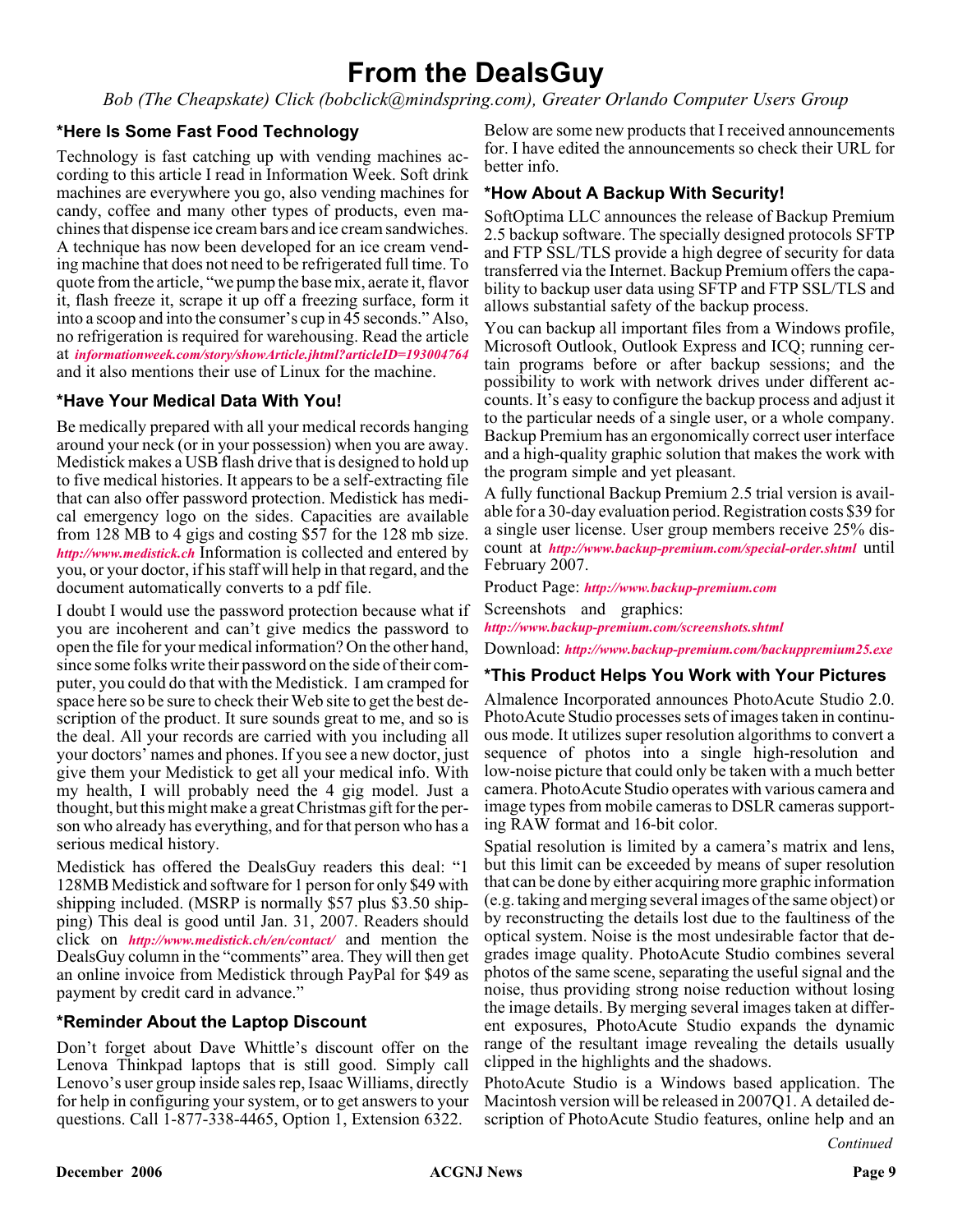# From the DealsGuy

*Bob (The Cheapskate) Click (bobclick@mindspring.com), Greater Orlando Computer Users Group*

### *Here Is Some Fast Food Technology

Technology is fast catching up with vending machines according to this article I read in Information Week. Soft drink machines are everywhere you go, also vending machines for candy, coffee and many other types of products, even machines that dispense ice cream bars and ice cream sandwiches. A technique has now been developed for an ice cream vending machine that does not need to be refrigerated full time. To quote from the article, "we pump the base mix, aerate it, flavor it, flash freeze it, scrape it up off a freezing surface, form it into a scoop and into the consumer's cup in 45 seconds." Also, no refrigeration is required for warehousing. Read the article at *informationweek.com/story/showArticle.jhtml?articleID=193004764* and it also mentions their use of Linux for the machine.

### *Have Your Medical Data With You!

Be medically prepared with all your medical records hanging around your neck (or in your possession) when you are away. Medistick makes a USB flash drive that is designed to hold up to five medical histories. It appears to be a self-extracting file that can also offer password protection. Medistick has medical emergency logo on the sides. Capacities are available from 128 MB to 4 gigs and costing $57 for the 128 mb size. *http://www.medistick.ch* Information is collected and entered by you, or your doctor, if his staff will help in that regard, and the document automatically converts to a pdf file.

I doubt I would use the password protection because what if you are incoherent and can't give medics the password to open the file for your medical information? On the other hand, since some folks write their password on the side of their computer, you could do that with the Medistick. I am cramped for space here so be sure to check their Web site to get the best description of the product. It sure sounds great to me, and so is the deal. All your records are carried with you including all your doctors' names and phones. If you see a new doctor, just give them your Medistick to get all your medical info. With my health, I will probably need the 4 gig model. Just a thought, but this might make a great Christmas gift for the person who already has everything, and for that person who has a serious medical history.

Medistick has offered the DealsGuy readers this deal: "1 128MB Medistick and software for 1 person for only $49 with shipping included. (MSRP is normally $57 plus $3.50 shipping) This deal is good until Jan. 31, 2007. Readers should click on *http://www.medistick.ch/en/contact/* and mention the DealsGuy column in the "comments" area. They will then get an online invoice from Medistick through PayPal for $49 as payment by credit card in advance."

### *Reminder About the Laptop Discount

Don't forget about Dave Whittle's discount offer on the Lenova Thinkpad laptops that is still good. Simply call Lenovo's user group inside sales rep, Isaac Williams, directly for help in configuring your system, or to get answers to your questions. Call 1-877-338-4465, Option 1, Extension 6322.

Below are some new products that I received announcements for. I have edited the announcements so check their URL for better info.

### *How About A Backup With Security!

SoftOptima LLC announces the release of Backup Premium 2.5 backup software. The specially designed protocols SFTP and FTP SSL/TLS provide a high degree of security for data transferred via the Internet. Backup Premium offers the capability to backup user data using SFTP and FTP SSL/TLS and allows substantial safety of the backup process.

You can backup all important files from a Windows profile, Microsoft Outlook, Outlook Express and ICQ; running certain programs before or after backup sessions; and the possibility to work with network drives under different accounts. It's easy to configure the backup process and adjust it to the particular needs of a single user, or a whole company. Backup Premium has an ergonomically correct user interface and a high-quality graphic solution that makes the work with the program simple and yet pleasant.

A fully functional Backup Premium 2.5 trial version is available for a 30-day evaluation period. Registration costs $39 for a single user license. User group members receive 25% discount at *http://www.backup-premium.com/special-order.shtml* until February 2007.

Product Page: *http://www.backup-premium.com*

Screenshots and graphics: *http://www.backup-premium.com/screenshots.shtml*

Download: *http://www.backup-premium.com/backuppremium25.exe*

### *This Product Helps You Work with Your Pictures

Almalence Incorporated announces PhotoAcute Studio 2.0. PhotoAcute Studio processes sets of images taken in continuous mode. It utilizes super resolution algorithms to convert a sequence of photos into a single high-resolution and low-noise picture that could only be taken with a much better camera. PhotoAcute Studio operates with various camera and image types from mobile cameras to DSLR cameras supporting RAW format and 16-bit color.

Spatial resolution is limited by a camera's matrix and lens, but this limit can be exceeded by means of super resolution that can be done by either acquiring more graphic information (e.g. taking and merging several images of the same object) or by reconstructing the details lost due to the faultiness of the optical system. Noise is the most undesirable factor that degrades image quality. PhotoAcute Studio combines several photos of the same scene, separating the useful signal and the noise, thus providing strong noise reduction without losing the image details. By merging several images taken at different exposures, PhotoAcute Studio expands the dynamic range of the resultant image revealing the details usually clipped in the highlights and the shadows.

PhotoAcute Studio is a Windows based application. The Macintosh version will be released in 2007Q1. A detailed description of PhotoAcute Studio features, online help and an

*Continued*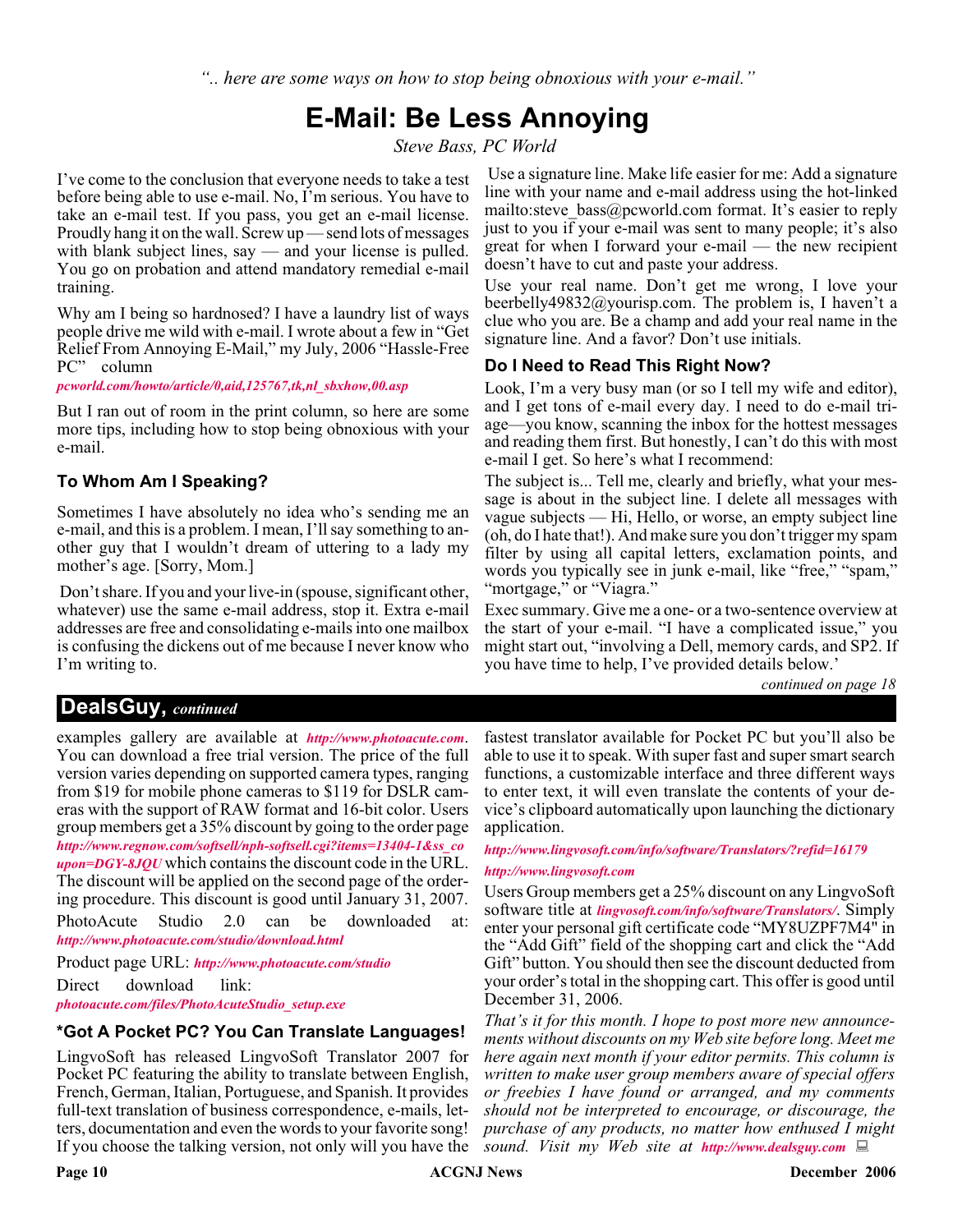*".. here are some ways on how to stop being obnoxious with your e-mail."*

# E-Mail: Be Less Annoying

*Steve Bass, PC World*

I've come to the conclusion that everyone needs to take a test before being able to use e-mail. No, I'm serious. You have to take an e-mail test. If you pass, you get an e-mail license. Proudly hang it on the wall. Screw up — send lots of messages with blank subject lines, say — and your license is pulled. You go on probation and attend mandatory remedial e-mail training.

Why am I being so hardnosed? I have a laundry list of ways people drive me wild with e-mail. I wrote about a few in "Get Relief From Annoying E-Mail," my July, 2006 "Hassle-Free PC" column

*pcworld.com/howto/article/0,aid,125767,tk,nl_sbxhow,00.asp*

But I ran out of room in the print column, so here are some more tips, including how to stop being obnoxious with your e-mail.

### To Whom Am I Speaking?

Sometimes I have absolutely no idea who's sending me an e-mail, and this is a problem. I mean, I'll say something to another guy that I wouldn't dream of uttering to a lady my mother's age. [Sorry, Mom.]

Don't share. If you and your live-in (spouse, significant other, whatever) use the same e-mail address, stop it. Extra e-mail addresses are free and consolidating e-mails into one mailbox is confusing the dickens out of me because I never know who I'm writing to.

Use a signature line. Make life easier for me: Add a signature line with your name and e-mail address using the hot-linked mailto:steve_bass@pcworld.com format. It's easier to reply just to you if your e-mail was sent to many people; it's also great for when I forward your e-mail — the new recipient doesn't have to cut and paste your address.

Use your real name. Don't get me wrong, I love your beerbelly49832@yourisp.com. The problem is, I haven't a clue who you are. Be a champ and add your real name in the signature line. And a favor? Don't use initials.

### Do I Need to Read This Right Now?

Look, I'm a very busy man (or so I tell my wife and editor), and I get tons of e-mail every day. I need to do e-mail triage—you know, scanning the inbox for the hottest messages and reading them first. But honestly, I can't do this with most e-mail I get. So here's what I recommend:

The subject is... Tell me, clearly and briefly, what your message is about in the subject line. I delete all messages with vague subjects — Hi, Hello, or worse, an empty subject line (oh, do I hate that!). And make sure you don't trigger my spam filter by using all capital letters, exclamation points, and words you typically see in junk e-mail, like "free," "spam," "mortgage," or "Viagra."

Exec summary. Give me a one- or a two-sentence overview at the start of your e-mail. "I have a complicated issue," you might start out, "involving a Dell, memory cards, and SP2. If you have time to help, I've provided details below.'

*continued on page 18*

## DealsGuy, *continued*

examples gallery are available at *http://www.photoacute.com*. You can download a free trial version. The price of the full version varies depending on supported camera types, ranging from $19 for mobile phone cameras to $119 for DSLR cameras with the support of RAW format and 16-bit color. Users group members get a 35% discount by going to the order page *http://www.regnow.com/softsell/nph-softsell.cgi?items=13404-1&ss_coupon=DGY-8JQU* which contains the discount code in the URL. The discount will be applied on the second page of the ordering procedure. This discount is good until January 31, 2007.

PhotoAcute Studio 2.0 can be downloaded at: *http://www.photoacute.com/studio/download.html*

Product page URL: *http://www.photoacute.com/studio*

Direct download link: *photoacute.com/files/PhotoAcuteStudio_setup.exe*

### *Got A Pocket PC? You Can Translate Languages!

LingvoSoft has released LingvoSoft Translator 2007 for Pocket PC featuring the ability to translate between English, French, German, Italian, Portuguese, and Spanish. It provides full-text translation of business correspondence, e-mails, letters, documentation and even the words to your favorite song! If you choose the talking version, not only will you have the fastest translator available for Pocket PC but you'll also be able to use it to speak. With super fast and super smart search functions, a customizable interface and three different ways to enter text, it will even translate the contents of your device's clipboard automatically upon launching the dictionary application.

*http://www.lingvosoft.com/info/software/Translators/?refid=16179*

*http://www.lingvosoft.com*

Users Group members get a 25% discount on any LingvoSoft software title at *lingvosoft.com/info/software/Translators/*. Simply enter your personal gift certificate code "MY8UZPF7M4" in the "Add Gift" field of the shopping cart and click the "Add Gift" button. You should then see the discount deducted from your order's total in the shopping cart. This offer is good until December 31, 2006.

*That's it for this month. I hope to post more new announcements without discounts on my Web site before long. Meet me here again next month if your editor permits. This column is written to make user group members aware of special offers or freebies I have found or arranged, and my comments should not be interpreted to encourage, or discourage, the purchase of any products, no matter how enthused I might sound. Visit my Web site at http://www.dealsguy.com*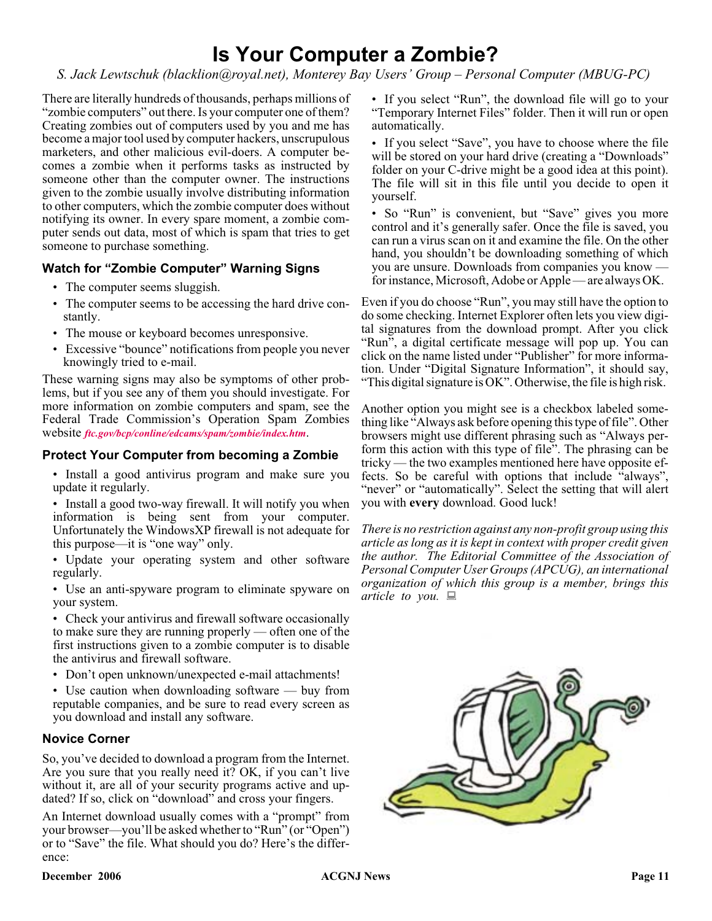# Is Your Computer a Zombie?

*S. Jack Lewtschuk (blacklion@royal.net), Monterey Bay Users' Group – Personal Computer (MBUG-PC)*

There are literally hundreds of thousands, perhaps millions of "zombie computers" out there. Is your computer one of them? Creating zombies out of computers used by you and me has become a major tool used by computer hackers, unscrupulous marketers, and other malicious evil-doers. A computer becomes a zombie when it performs tasks as instructed by someone other than the computer owner. The instructions given to the zombie usually involve distributing information to other computers, which the zombie computer does without notifying its owner. In every spare moment, a zombie computer sends out data, most of which is spam that tries to get someone to purchase something.

### Watch for "Zombie Computer" Warning Signs

- The computer seems sluggish.
- The computer seems to be accessing the hard drive constantly.
- The mouse or keyboard becomes unresponsive.
- Excessive "bounce" notifications from people you never knowingly tried to e-mail.

These warning signs may also be symptoms of other problems, but if you see any of them you should investigate. For more information on zombie computers and spam, see the Federal Trade Commission's Operation Spam Zombies website *ftc.gov/bcp/conline/edcams/spam/zombie/index.htm*.

### Protect Your Computer from becoming a Zombie

- Install a good antivirus program and make sure you update it regularly.
- Install a good two-way firewall. It will notify you when information is being sent from your computer. Unfortunately the WindowsXP firewall is not adequate for this purpose—it is "one way" only.
- Update your operating system and other software regularly.
- Use an anti-spyware program to eliminate spyware on your system.
- Check your antivirus and firewall software occasionally to make sure they are running properly — often one of the first instructions given to a zombie computer is to disable the antivirus and firewall software.
- Don't open unknown/unexpected e-mail attachments!
- Use caution when downloading software — buy from reputable companies, and be sure to read every screen as you download and install any software.

### Novice Corner

So, you've decided to download a program from the Internet. Are you sure that you really need it? OK, if you can't live without it, are all of your security programs active and updated? If so, click on "download" and cross your fingers.

An Internet download usually comes with a "prompt" from your browser—you'll be asked whether to "Run" (or "Open") or to "Save" the file. What should you do? Here's the difference:

- If you select "Run", the download file will go to your "Temporary Internet Files" folder. Then it will run or open automatically.
- If you select "Save", you have to choose where the file will be stored on your hard drive (creating a "Downloads" folder on your C-drive might be a good idea at this point). The file will sit in this file until you decide to open it yourself.
- So "Run" is convenient, but "Save" gives you more control and it's generally safer. Once the file is saved, you can run a virus scan on it and examine the file. On the other hand, you shouldn't be downloading something of which you are unsure. Downloads from companies you know — for instance, Microsoft, Adobe or Apple — are always OK.

Even if you do choose "Run", you may still have the option to do some checking. Internet Explorer often lets you view digital signatures from the download prompt. After you click "Run", a digital certificate message will pop up. You can click on the name listed under "Publisher" for more information. Under "Digital Signature Information", it should say, "This digital signature is OK". Otherwise, the file is high risk.

Another option you might see is a checkbox labeled something like "Always ask before opening this type of file". Other browsers might use different phrasing such as "Always perform this action with this type of file". The phrasing can be tricky — the two examples mentioned here have opposite effects. So be careful with options that include "always", "never" or "automatically". Select the setting that will alert you with **every** download. Good luck!

*There is no restriction against any non-profit group using this article as long as it is kept in context with proper credit given the author. The Editorial Committee of the Association of Personal Computer User Groups (APCUG), an international organization of which this group is a member, brings this article to you.*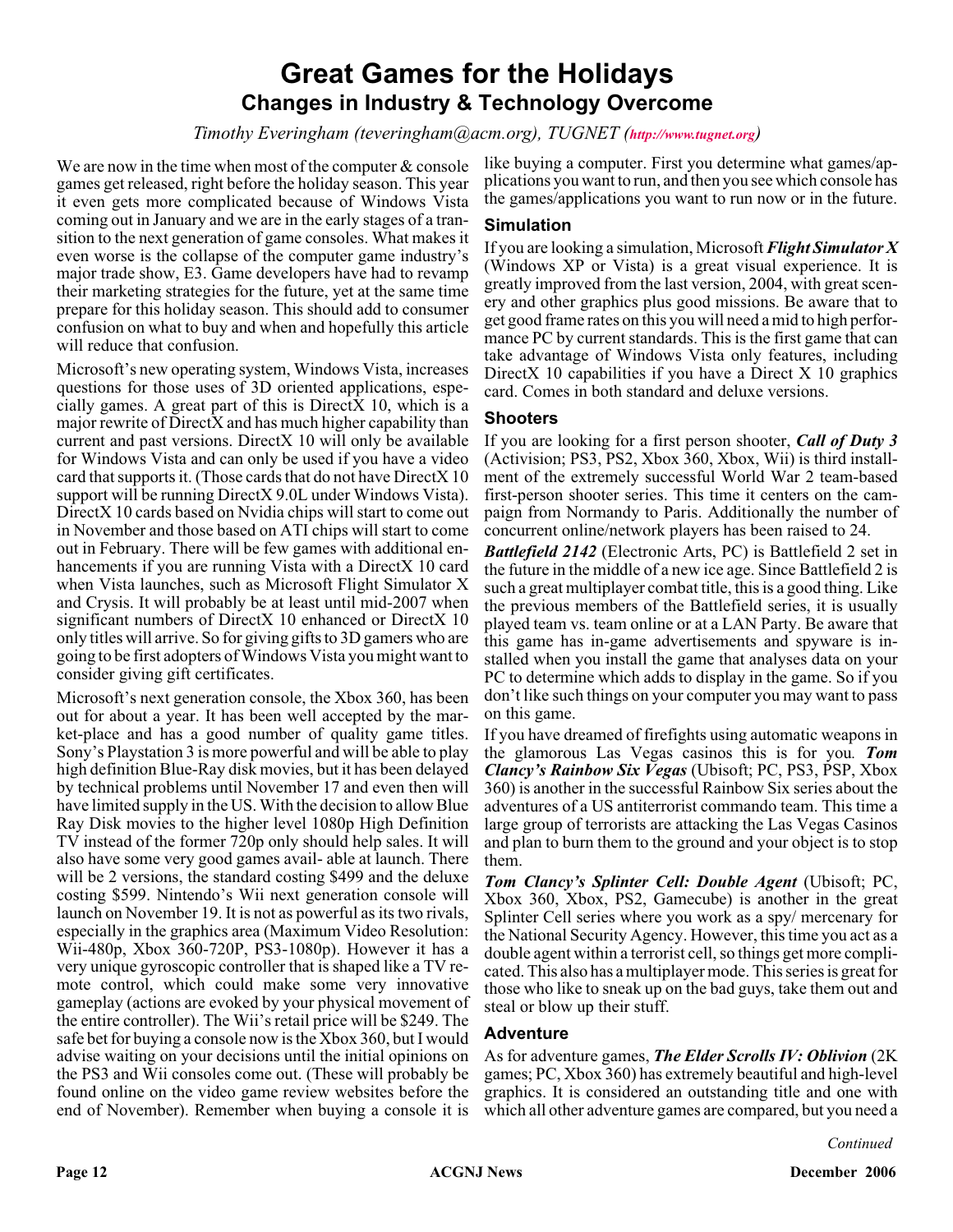# Great Games for the Holidays

## Changes in Industry & Technology Overcome

*Timothy Everingham (teveringham@acm.org), TUGNET (http://www.tugnet.org)*

We are now in the time when most of the computer & console games get released, right before the holiday season. This year it even gets more complicated because of Windows Vista coming out in January and we are in the early stages of a transition to the next generation of game consoles. What makes it even worse is the collapse of the computer game industry's major trade show, E3. Game developers have had to revamp their marketing strategies for the future, yet at the same time prepare for this holiday season. This should add to consumer confusion on what to buy and when and hopefully this article will reduce that confusion.

Microsoft's new operating system, Windows Vista, increases questions for those uses of 3D oriented applications, especially games. A great part of this is DirectX 10, which is a major rewrite of DirectX and has much higher capability than current and past versions. DirectX 10 will only be available for Windows Vista and can only be used if you have a video card that supports it. (Those cards that do not have DirectX 10 support will be running DirectX 9.0L under Windows Vista). DirectX 10 cards based on Nvidia chips will start to come out in November and those based on ATI chips will start to come out in February. There will be few games with additional enhancements if you are running Vista with a DirectX 10 card when Vista launches, such as Microsoft Flight Simulator X and Crysis. It will probably be at least until mid-2007 when significant numbers of DirectX 10 enhanced or DirectX 10 only titles will arrive. So for giving gifts to 3D gamers who are going to be first adopters of Windows Vista you might want to consider giving gift certificates.

Microsoft's next generation console, the Xbox 360, has been out for about a year. It has been well accepted by the market-place and has a good number of quality game titles. Sony's Playstation 3 is more powerful and will be able to play high definition Blue-Ray disk movies, but it has been delayed by technical problems until November 17 and even then will have limited supply in the US. With the decision to allow Blue Ray Disk movies to the higher level 1080p High Definition TV instead of the former 720p only should help sales. It will also have some very good games avail- able at launch. There will be 2 versions, the standard costing $499 and the deluxe costing $599. Nintendo's Wii next generation console will launch on November 19. It is not as powerful as its two rivals, especially in the graphics area (Maximum Video Resolution: Wii-480p, Xbox 360-720P, PS3-1080p). However it has a very unique gyroscopic controller that is shaped like a TV remote control, which could make some very innovative gameplay (actions are evoked by your physical movement of the entire controller). The Wii's retail price will be $249. The safe bet for buying a console now is the Xbox 360, but I would advise waiting on your decisions until the initial opinions on the PS3 and Wii consoles come out. (These will probably be found online on the video game review websites before the end of November). Remember when buying a console it is like buying a computer. First you determine what games/applications you want to run, and then you see which console has the games/applications you want to run now or in the future.

### Simulation

If you are looking a simulation, Microsoft ***Flight Simulator X*** (Windows XP or Vista) is a great visual experience. It is greatly improved from the last version, 2004, with great scenery and other graphics plus good missions. Be aware that to get good frame rates on this you will need a mid to high performance PC by current standards. This is the first game that can take advantage of Windows Vista only features, including DirectX 10 capabilities if you have a Direct X 10 graphics card. Comes in both standard and deluxe versions.

### Shooters

If you are looking for a first person shooter, ***Call of Duty 3*** (Activision; PS3, PS2, Xbox 360, Xbox, Wii) is third installment of the extremely successful World War 2 team-based first-person shooter series. This time it centers on the campaign from Normandy to Paris. Additionally the number of concurrent online/network players has been raised to 24.

***Battlefield 2142*** (Electronic Arts, PC) is Battlefield 2 set in the future in the middle of a new ice age. Since Battlefield 2 is such a great multiplayer combat title, this is a good thing. Like the previous members of the Battlefield series, it is usually played team vs. team online or at a LAN Party. Be aware that this game has in-game advertisements and spyware is installed when you install the game that analyses data on your PC to determine which adds to display in the game. So if you don't like such things on your computer you may want to pass on this game.

If you have dreamed of firefights using automatic weapons in the glamorous Las Vegas casinos this is for you. ***Tom Clancy's Rainbow Six Vegas*** (Ubisoft; PC, PS3, PSP, Xbox 360) is another in the successful Rainbow Six series about the adventures of a US antiterrorist commando team. This time a large group of terrorists are attacking the Las Vegas Casinos and plan to burn them to the ground and your object is to stop them.

***Tom Clancy's Splinter Cell: Double Agent*** (Ubisoft; PC, Xbox 360, Xbox, PS2, Gamecube) is another in the great Splinter Cell series where you work as a spy/ mercenary for the National Security Agency. However, this time you act as a double agent within a terrorist cell, so things get more complicated. This also has a multiplayer mode. This series is great for those who like to sneak up on the bad guys, take them out and steal or blow up their stuff.

### Adventure

As for adventure games, ***The Elder Scrolls IV: Oblivion*** (2K games; PC, Xbox 360) has extremely beautiful and high-level graphics. It is considered an outstanding title and one with which all other adventure games are compared, but you need a

*Continued*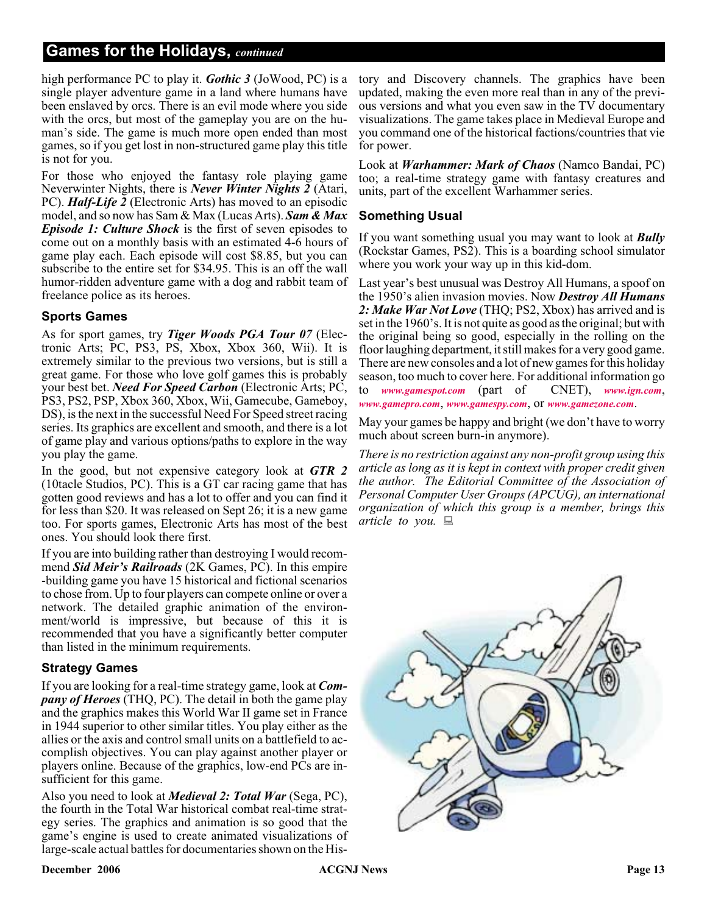## Games for the Holidays, *continued*

high performance PC to play it. ***Gothic 3*** (JoWood, PC) is a single player adventure game in a land where humans have been enslaved by orcs. There is an evil mode where you side with the orcs, but most of the gameplay you are on the human's side. The game is much more open ended than most games, so if you get lost in non-structured game play this title is not for you.

For those who enjoyed the fantasy role playing game Neverwinter Nights, there is ***Never Winter Nights 2*** (Atari, PC). ***Half-Life 2*** (Electronic Arts) has moved to an episodic model, and so now has Sam & Max (Lucas Arts). ***Sam & Max Episode 1: Culture Shock*** is the first of seven episodes to come out on a monthly basis with an estimated 4-6 hours of game play each. Each episode will cost $8.85, but you can subscribe to the entire set for $34.95. This is an off the wall humor-ridden adventure game with a dog and rabbit team of freelance police as its heroes.

### Sports Games

As for sport games, try ***Tiger Woods PGA Tour 07*** (Electronic Arts; PC, PS3, PS, Xbox, Xbox 360, Wii). It is extremely similar to the previous two versions, but is still a great game. For those who love golf games this is probably your best bet. ***Need For Speed Carbon*** (Electronic Arts; PC, PS3, PS2, PSP, Xbox 360, Xbox, Wii, Gamecube, Gameboy, DS), is the next in the successful Need For Speed street racing series. Its graphics are excellent and smooth, and there is a lot of game play and various options/paths to explore in the way you play the game.

In the good, but not expensive category look at ***GTR 2*** (10tacle Studios, PC). This is a GT car racing game that has gotten good reviews and has a lot to offer and you can find it for less than $20. It was released on Sept 26; it is a new game too. For sports games, Electronic Arts has most of the best ones. You should look there first.

If you are into building rather than destroying I would recommend ***Sid Meier's Railroads*** (2K Games, PC). In this empire -building game you have 15 historical and fictional scenarios to chose from. Up to four players can compete online or over a network. The detailed graphic animation of the environment/world is impressive, but because of this it is recommended that you have a significantly better computer than listed in the minimum requirements.

### Strategy Games

If you are looking for a real-time strategy game, look at ***Company of Heroes*** (THQ, PC). The detail in both the game play and the graphics makes this World War II game set in France in 1944 superior to other similar titles. You play either as the allies or the axis and control small units on a battlefield to accomplish objectives. You can play against another player or players online. Because of the graphics, low-end PCs are insufficient for this game.

Also you need to look at ***Medieval 2: Total War*** (Sega, PC), the fourth in the Total War historical combat real-time strategy series. The graphics and animation is so good that the game's engine is used to create animated visualizations of large-scale actual battles for documentaries shown on the History and Discovery channels. The graphics have been updated, making the even more real than in any of the previous versions and what you even saw in the TV documentary visualizations. The game takes place in Medieval Europe and you command one of the historical factions/countries that vie for power.

Look at ***Warhammer: Mark of Chaos*** (Namco Bandai, PC) too; a real-time strategy game with fantasy creatures and units, part of the excellent Warhammer series.

### Something Usual

If you want something usual you may want to look at ***Bully*** (Rockstar Games, PS2). This is a boarding school simulator where you work your way up in this kid-dom.

Last year's best unusual was Destroy All Humans, a spoof on the 1950's alien invasion movies. Now ***Destroy All Humans 2: Make War Not Love*** (THQ; PS2, Xbox) has arrived and is set in the 1960's. It is not quite as good as the original; but with the original being so good, especially in the rolling on the floor laughing department, it still makes for a very good game. There are new consoles and a lot of new games for this holiday season, too much to cover here. For additional information go to *www.gamespot.com* (part of CNET), *www.ign.com*, *www.gamepro.com*, *www.gamespy.com*, or *www.gamezone.com*.

May your games be happy and bright (we don't have to worry much about screen burn-in anymore).

*There is no restriction against any non-profit group using this article as long as it is kept in context with proper credit given the author. The Editorial Committee of the Association of Personal Computer User Groups (APCUG), an international organization of which this group is a member, brings this article to you.*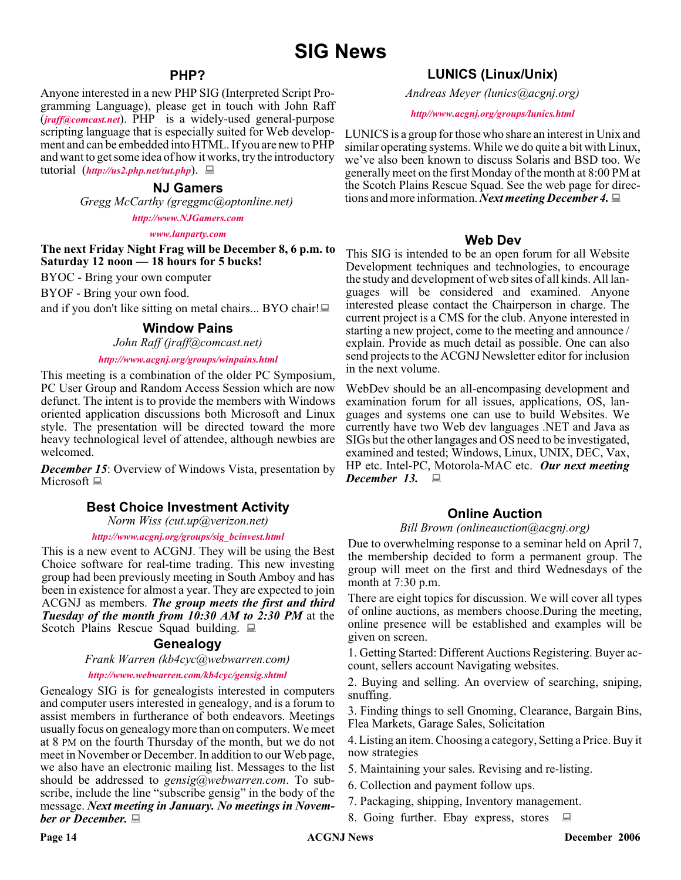# SIG News

## PHP?

Anyone interested in a new PHP SIG (Interpreted Script Programming Language), please get in touch with John Raff (*jraff@comcast.net*). PHP is a widely-used general-purpose scripting language that is especially suited for Web development and can be embedded into HTML. If you are new to PHP and want to get some idea of how it works, try the introductory tutorial (*http://us2.php.net/tut.php*).

## NJ Gamers

*Gregg McCarthy (greggmc@optonline.net)*

*http://www.NJGamers.com*

*www.lanparty.com*

**The next Friday Night Frag will be December 8, 6 p.m. to Saturday 12 noon — 18 hours for 5 bucks!**

BYOC - Bring your own computer

BYOF - Bring your own food.

and if you don't like sitting on metal chairs... BYO chair!

## Window Pains

*John Raff (jraff@comcast.net)*

*http://www.acgnj.org/groups/winpains.html*

This meeting is a combination of the older PC Symposium, PC User Group and Random Access Session which are now defunct. The intent is to provide the members with Windows oriented application discussions both Microsoft and Linux style. The presentation will be directed toward the more heavy technological level of attendee, although newbies are welcomed.

***December 15***: Overview of Windows Vista, presentation by Microsoft

## Best Choice Investment Activity

*Norm Wiss (cut.up@verizon.net)*

*http://www.acgnj.org/groups/sig_bcinvest.html*

This is a new event to ACGNJ. They will be using the Best Choice software for real-time trading. This new investing group had been previously meeting in South Amboy and has been in existence for almost a year. They are expected to join ACGNJ as members. ***The group meets the first and third Tuesday of the month from 10:30 AM to 2:30 PM*** at the Scotch Plains Rescue Squad building.

## Genealogy

*Frank Warren (kb4cyc@webwarren.com)*

*http://www.webwarren.com/kb4cyc/gensig.shtml*

Genealogy SIG is for genealogists interested in computers and computer users interested in genealogy, and is a forum to assist members in furtherance of both endeavors. Meetings usually focus on genealogy more than on computers. We meet at 8 PM on the fourth Thursday of the month, but we do not meet in November or December. In addition to our Web page, we also have an electronic mailing list. Messages to the list should be addressed to *gensig@webwarren.com*. To subscribe, include the line "subscribe gensig" in the body of the message. ***Next meeting in January. No meetings in November or December.***

## LUNICS (Linux/Unix)

*Andreas Meyer (lunics@acgnj.org)*

*http//www.acgnj.org/groups/lunics.html*

LUNICS is a group for those who share an interest in Unix and similar operating systems. While we do quite a bit with Linux, we've also been known to discuss Solaris and BSD too. We generally meet on the first Monday of the month at 8:00 PM at the Scotch Plains Rescue Squad. See the web page for directions and more information. ***Next meeting December 4.***

## Web Dev

This SIG is intended to be an open forum for all Website Development techniques and technologies, to encourage the study and development of web sites of all kinds. All languages will be considered and examined. Anyone interested please contact the Chairperson in charge. The current project is a CMS for the club. Anyone interested in starting a new project, come to the meeting and announce / explain. Provide as much detail as possible. One can also send projects to the ACGNJ Newsletter editor for inclusion in the next volume.

WebDev should be an all-encompasing development and examination forum for all issues, applications, OS, languages and systems one can use to build Websites. We currently have two Web dev languages .NET and Java as SIGs but the other langages and OS need to be investigated, examined and tested; Windows, Linux, UNIX, DEC, Vax, HP etc. Intel-PC, Motorola-MAC etc. ***Our next meeting December 13.***

## Online Auction

*Bill Brown (onlineauction@acgnj.org)*

Due to overwhelming response to a seminar held on April 7, the membership decided to form a permanent group. The group will meet on the first and third Wednesdays of the month at 7:30 p.m.

There are eight topics for discussion. We will cover all types of online auctions, as members choose.During the meeting, online presence will be established and examples will be given on screen.

1. Getting Started: Different Auctions Registering. Buyer account, sellers account Navigating websites.
2. Buying and selling. An overview of searching, sniping, snuffing.
3. Finding things to sell Gnoming, Clearance, Bargain Bins, Flea Markets, Garage Sales, Solicitation
4. Listing an item. Choosing a category, Setting a Price. Buy it now strategies
5. Maintaining your sales. Revising and re-listing.
6. Collection and payment follow ups.
7. Packaging, shipping, Inventory management.
8. Going further. Ebay express, stores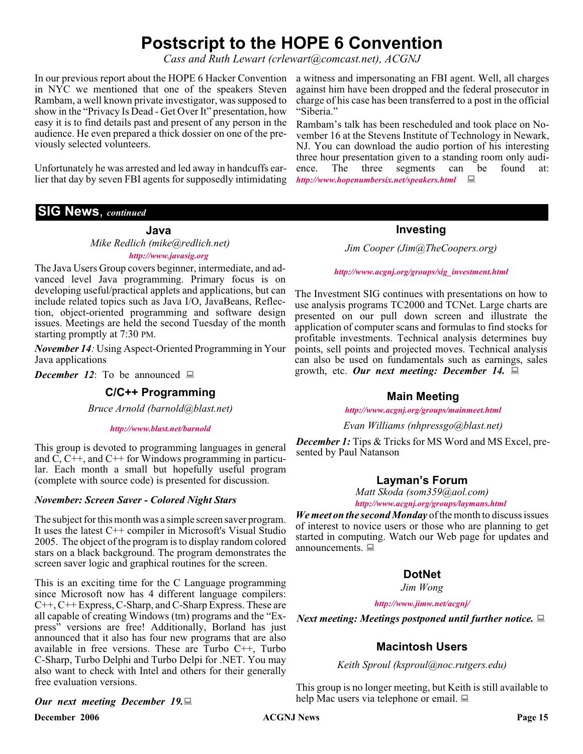# Postscript to the HOPE 6 Convention

*Cass and Ruth Lewart (crlewart@comcast.net), ACGNJ*

In our previous report about the HOPE 6 Hacker Convention in NYC we mentioned that one of the speakers Steven Rambam, a well known private investigator, was supposed to show in the "Privacy Is Dead - Get Over It" presentation, how easy it is to find details past and present of any person in the audience. He even prepared a thick dossier on one of the previously selected volunteers.

Unfortunately he was arrested and led away in handcuffs earlier that day by seven FBI agents for supposedly intimidating a witness and impersonating an FBI agent. Well, all charges against him have been dropped and the federal prosecutor in charge of his case has been transferred to a post in the official "Siberia."

Rambam's talk has been rescheduled and took place on November 16 at the Stevens Institute of Technology in Newark, NJ. You can download the audio portion of his interesting three hour presentation given to a standing room only audience. The three segments can be found at: ***http://www.hopenumbersix.net/speakers.html***

## SIG News, *continued*

### Java

*Mike Redlich (mike@redlich.net)*

***http://www.javasig.org***

The Java Users Group covers beginner, intermediate, and advanced level Java programming. Primary focus is on developing useful/practical applets and applications, but can include related topics such as Java I/O, JavaBeans, Reflection, object-oriented programming and software design issues. Meetings are held the second Tuesday of the month starting promptly at 7:30 PM.

***November 14****:* Using Aspect-Oriented Programming in Your Java applications

***December 12***: To be announced

### C/C++ Programming

*Bruce Arnold (barnold@blast.net)*

***http://www.blast.net/barnold***

This group is devoted to programming languages in general and C, C++, and C++ for Windows programming in particular. Each month a small but hopefully useful program (complete with source code) is presented for discussion.

***November: Screen Saver - Colored Night Stars***

The subject for this month was a simple screen saver program. It uses the latest C++ compiler in Microsoft's Visual Studio 2005. The object of the program is to display random colored stars on a black background. The program demonstrates the screen saver logic and graphical routines for the screen.

This is an exciting time for the C Language programming since Microsoft now has 4 different language compilers: C++, C++ Express, C-Sharp, and C-Sharp Express. These are all capable of creating Windows (tm) programs and the "Express" versions are free! Additionally, Borland has just announced that it also has four new programs that are also available in free versions. These are Turbo C++, Turbo C-Sharp, Turbo Delphi and Turbo Delpi for .NET. You may also want to check with Intel and others for their generally free evaluation versions.

***Our next meeting December 19.***

### Investing

*Jim Cooper (Jim@TheCoopers.org)*

***http://www.acgnj.org/groups/sig_investment.html***

The Investment SIG continues with presentations on how to use analysis programs TC2000 and TCNet. Large charts are presented on our pull down screen and illustrate the application of computer scans and formulas to find stocks for profitable investments. Technical analysis determines buy points, sell points and projected moves. Technical analysis can also be used on fundamentals such as earnings, sales growth, etc. ***Our next meeting: December 14.***

### Main Meeting

***http://www.acgnj.org/groups/mainmeet.html***

*Evan Williams (nhpressgo@blast.net)*

***December 1:*** Tips & Tricks for MS Word and MS Excel, presented by Paul Natanson

### Layman's Forum

*Matt Skoda (som359@aol.com)*

***http://www.acgnj.org/groups/laymans.html***

***We meet on the second Monday*** of the month to discuss issues of interest to novice users or those who are planning to get started in computing. Watch our Web page for updates and announcements.

### DotNet

*Jim Wong*

***http://www.jimw.net/acgnj/***

***Next meeting: Meetings postponed until further notice.***

### Macintosh Users

*Keith Sproul (ksproul@noc.rutgers.edu)*

This group is no longer meeting, but Keith is still available to help Mac users via telephone or email.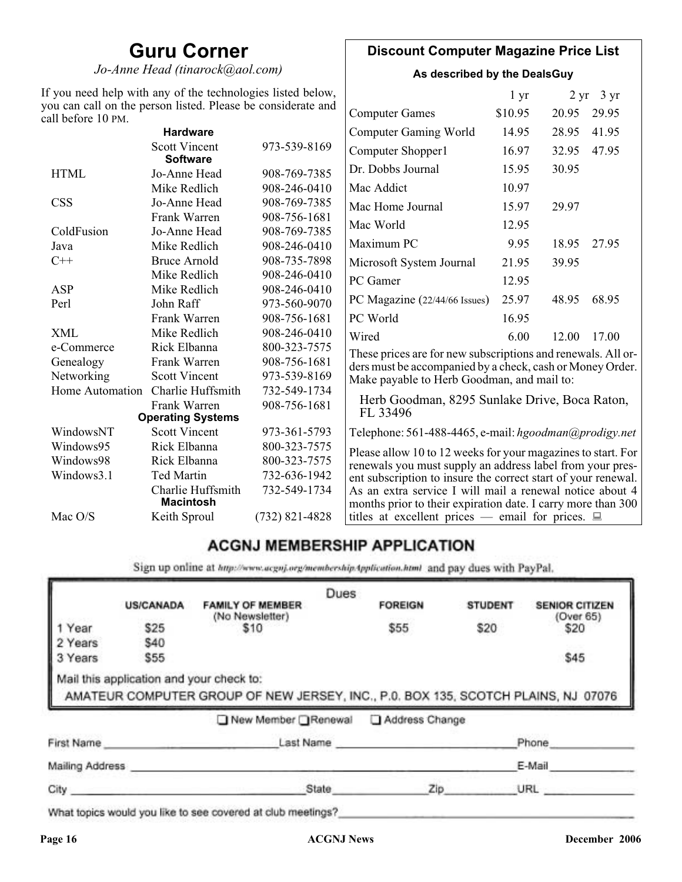# Guru Corner

*Jo-Anne Head (tinarock@aol.com)*

If you need help with any of the technologies listed below, you can call on the person listed. Please be considerate and call before 10 PM.

| | | |
|---|---|---|
| **Hardware** | | |
| | Scott Vincent | 973-539-8169 |
| **Software** | | |
| HTML | Jo-Anne Head | 908-769-7385 |
| | Mike Redlich | 908-246-0410 |
| CSS | Jo-Anne Head | 908-769-7385 |
| | Frank Warren | 908-756-1681 |
| ColdFusion | Jo-Anne Head | 908-769-7385 |
| Java | Mike Redlich | 908-246-0410 |
| C++ | Bruce Arnold | 908-735-7898 |
| | Mike Redlich | 908-246-0410 |
| ASP | Mike Redlich | 908-246-0410 |
| Perl | John Raff | 973-560-9070 |
| | Frank Warren | 908-756-1681 |
| XML | Mike Redlich | 908-246-0410 |
| e-Commerce | Rick Elbanna | 800-323-7575 |
| Genealogy | Frank Warren | 908-756-1681 |
| Networking | Scott Vincent | 973-539-8169 |
| Home Automation | Charlie Huffsmith | 732-549-1734 |
| | Frank Warren | 908-756-1681 |
| **Operating Systems** | | |
| WindowsNT | Scott Vincent | 973-361-5793 |
| Windows95 | Rick Elbanna | 800-323-7575 |
| Windows98 | Rick Elbanna | 800-323-7575 |
| Windows3.1 | Ted Martin | 732-636-1942 |
| | Charlie Huffsmith | 732-549-1734 |
| **Macintosh** | | |
| Mac O/S | Keith Sproul | (732) 821-4828 |

## Discount Computer Magazine Price List

**As described by the DealsGuy**

| | 1 yr | 2 yr | 3 yr |
|---|---|---|---|
| Computer Games | $10.95 | 20.95 | 29.95 |
| Computer Gaming World | 14.95 | 28.95 | 41.95 |
| Computer Shopper1 | 16.97 | 32.95 | 47.95 |
| Dr. Dobbs Journal | 15.95 | 30.95 | |
| Mac Addict | 10.97 | | |
| Mac Home Journal | 15.97 | 29.97 | |
| Mac World | 12.95 | | |
| Maximum PC | 9.95 | 18.95 | 27.95 |
| Microsoft System Journal | 21.95 | 39.95 | |
| PC Gamer | 12.95 | | |
| PC Magazine (22/44/66 Issues) | 25.97 | 48.95 | 68.95 |
| PC World | 16.95 | | |
| Wired | 6.00 | 12.00 | 17.00 |

These prices are for new subscriptions and renewals. All orders must be accompanied by a check, cash or Money Order. Make payable to Herb Goodman, and mail to:

Herb Goodman, 8295 Sunlake Drive, Boca Raton, FL 33496

Telephone: 561-488-4465, e-mail: *hgoodman@prodigy.net*

Please allow 10 to 12 weeks for your magazines to start. For renewals you must supply an address label from your present subscription to insure the correct start of your renewal. As an extra service I will mail a renewal notice about 4 months prior to their expiration date. I carry more than 300 titles at excellent prices — email for prices.

## ACGNJ MEMBERSHIP APPLICATION

Sign up online at http://www.acgnj.org/membershipApplication.html and pay dues with PayPal.

**Dues**

| | US/CANADA | FAMILY OF MEMBER (No Newsletter) | FOREIGN | STUDENT | SENIOR CITIZEN (Over 65) |
|---|---|---|---|---|---|
| 1 Year | $25 | $10 | $55 | $20 | $20 |
| 2 Years | $40 | | | | |
| 3 Years | $55 | | | | $45 |

Mail this application and your check to:

AMATEUR COMPUTER GROUP OF NEW JERSEY, INC., P.0. BOX 135, SCOTCH PLAINS, NJ 07076

☐ New Member ☐ Renewal ☐ Address Change

First Name \_\_\_\_\_\_\_\_\_\_ Last Name \_\_\_\_\_\_\_\_\_\_ Phone \_\_\_\_\_\_\_\_\_\_

Mailing Address \_\_\_\_\_\_\_\_\_\_ E-Mail \_\_\_\_\_\_\_\_\_\_

City \_\_\_\_\_\_\_\_\_\_ State \_\_\_\_\_\_\_\_\_\_ Zip \_\_\_\_\_\_\_\_\_\_ URL \_\_\_\_\_\_\_\_\_\_

What topics would you like to see covered at club meetings? \_\_\_\_\_\_\_\_\_\_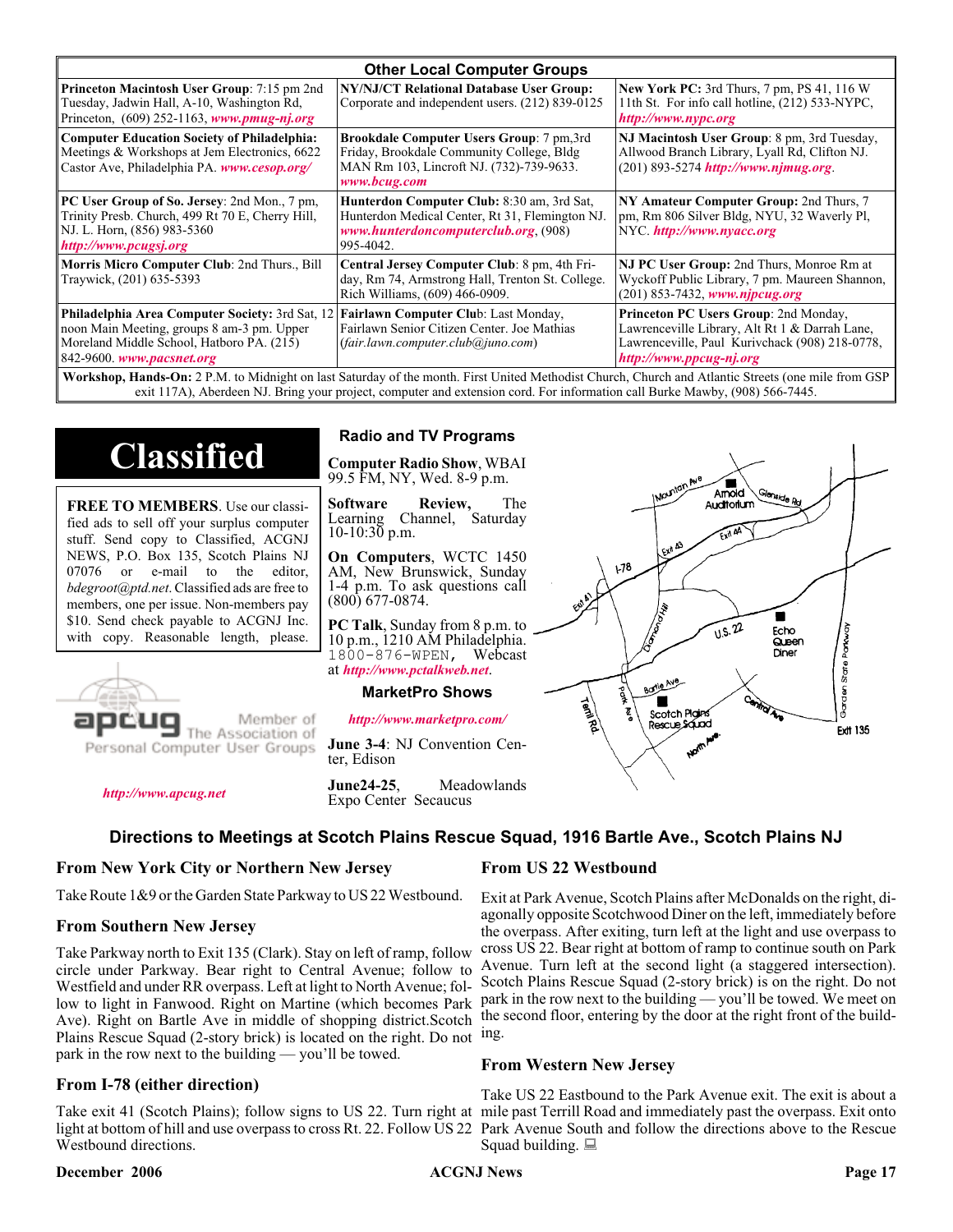## Other Local Computer Groups

| | | |
|---|---|---|
| **Princeton Macintosh User Group**: 7:15 pm 2nd Tuesday, Jadwin Hall, A-10, Washington Rd, Princeton, (609) 252-1163, ***www.pmug-nj.org*** | **NY/NJ/CT Relational Database User Group:** Corporate and independent users. (212) 839-0125 | **New York PC:** 3rd Thurs, 7 pm, PS 41, 116 W 11th St. For info call hotline, (212) 533-NYPC, ***http://www.nypc.org*** |
| **Computer Education Society of Philadelphia:** Meetings & Workshops at Jem Electronics, 6622 Castor Ave, Philadelphia PA. ***www.cesop.org/*** | **Brookdale Computer Users Group**: 7 pm,3rd Friday, Brookdale Community College, Bldg MAN Rm 103, Lincroft NJ. (732)-739-9633. ***www.bcug.com*** | **NJ Macintosh User Group**: 8 pm, 3rd Tuesday, Allwood Branch Library, Lyall Rd, Clifton NJ. (201) 893-5274 ***http://www.njmug.org***. |
| **PC User Group of So. Jersey**: 2nd Mon., 7 pm, Trinity Presb. Church, 499 Rt 70 E, Cherry Hill, NJ. L. Horn, (856) 983-5360 ***http://www.pcugsj.org*** | **Hunterdon Computer Club:** 8:30 am, 3rd Sat, Hunterdon Medical Center, Rt 31, Flemington NJ. ***www.hunterdoncomputerclub.org***, (908) 995-4042. | **NY Amateur Computer Group:** 2nd Thurs, 7 pm, Rm 806 Silver Bldg, NYU, 32 Waverly Pl, NYC. ***http://www.nyacc.org*** |
| **Morris Micro Computer Club**: 2nd Thurs., Bill Traywick, (201) 635-5393 | **Central Jersey Computer Club**: 8 pm, 4th Friday, Rm 74, Armstrong Hall, Trenton St. College. Rich Williams, (609) 466-0909. | **NJ PC User Group:** 2nd Thurs, Monroe Rm at Wyckoff Public Library, 7 pm. Maureen Shannon, (201) 853-7432, ***www.njpcug.org*** |
| **Philadelphia Area Computer Society:** 3rd Sat, 12 noon Main Meeting, groups 8 am-3 pm. Upper Moreland Middle School, Hatboro PA. (215) 842-9600. ***www.pacsnet.org*** | **Fairlawn Computer Club**: Last Monday, Fairlawn Senior Citizen Center. Joe Mathias (*fair.lawn.computer.club@juno.com*) | **Princeton PC Users Group**: 2nd Monday, Lawrenceville Library, Alt Rt 1 & Darrah Lane, Lawrenceville, Paul Kurivchack (908) 218-0778, ***http://www.ppcug-nj.org*** |

**Workshop, Hands-On:** 2 P.M. to Midnight on last Saturday of the month. First United Methodist Church, Church and Atlantic Streets (one mile from GSP exit 117A), Aberdeen NJ. Bring your project, computer and extension cord. For information call Burke Mawby, (908) 566-7445.

# Classified

**FREE TO MEMBERS**. Use our classified ads to sell off your surplus computer stuff. Send copy to Classified, ACGNJ NEWS, P.O. Box 135, Scotch Plains NJ 07076 or e-mail to the editor, *bdegroot@ptd.net*. Classified ads are free to members, one per issue. Non-members pay $10. Send check payable to ACGNJ Inc. with copy. Reasonable length, please.

apcug — Member of The Association of Personal Computer User Groups

***http://www.apcug.net***

## Radio and TV Programs

**Computer Radio Show**, WBAI 99.5 FM, NY, Wed. 8-9 p.m.

**Software Review,** The Learning Channel, Saturday 10-10:30 p.m.

**On Computers**, WCTC 1450 AM, New Brunswick, Sunday 1-4 p.m. To ask questions call (800) 677-0874.

**PC Talk**, Sunday from 8 p.m. to 10 p.m., 1210 AM Philadelphia. 1800-876-WPEN, Webcast at ***http://www.pctalkweb.net***.

## MarketPro Shows

***http://www.marketpro.com/***

**June 3-4**: NJ Convention Center, Edison

**June24-25**, Meadowlands Expo Center Secaucus

## Directions to Meetings at Scotch Plains Rescue Squad, 1916 Bartle Ave., Scotch Plains NJ

### From New York City or Northern New Jersey

Take Route 1&9 or the Garden State Parkway to US 22 Westbound.

### From Southern New Jersey

Take Parkway north to Exit 135 (Clark). Stay on left of ramp, follow circle under Parkway. Bear right to Central Avenue; follow to Westfield and under RR overpass. Left at light to North Avenue; follow to light in Fanwood. Right on Martine (which becomes Park Ave). Right on Bartle Ave in middle of shopping district.Scotch Plains Rescue Squad (2-story brick) is located on the right. Do not park in the row next to the building — you'll be towed.

### From I-78 (either direction)

Take exit 41 (Scotch Plains); follow signs to US 22. Turn right at light at bottom of hill and use overpass to cross Rt. 22. Follow US 22 Westbound directions.

### From US 22 Westbound

Exit at Park Avenue, Scotch Plains after McDonalds on the right, diagonally opposite Scotchwood Diner on the left, immediately before the overpass. After exiting, turn left at the light and use overpass to cross US 22. Bear right at bottom of ramp to continue south on Park Avenue. Turn left at the second light (a staggered intersection). Scotch Plains Rescue Squad (2-story brick) is on the right. Do not park in the row next to the building — you'll be towed. We meet on the second floor, entering by the door at the right front of the building.

### From Western New Jersey

Take US 22 Eastbound to the Park Avenue exit. The exit is about a mile past Terrill Road and immediately past the overpass. Exit onto Park Avenue South and follow the directions above to the Rescue Squad building.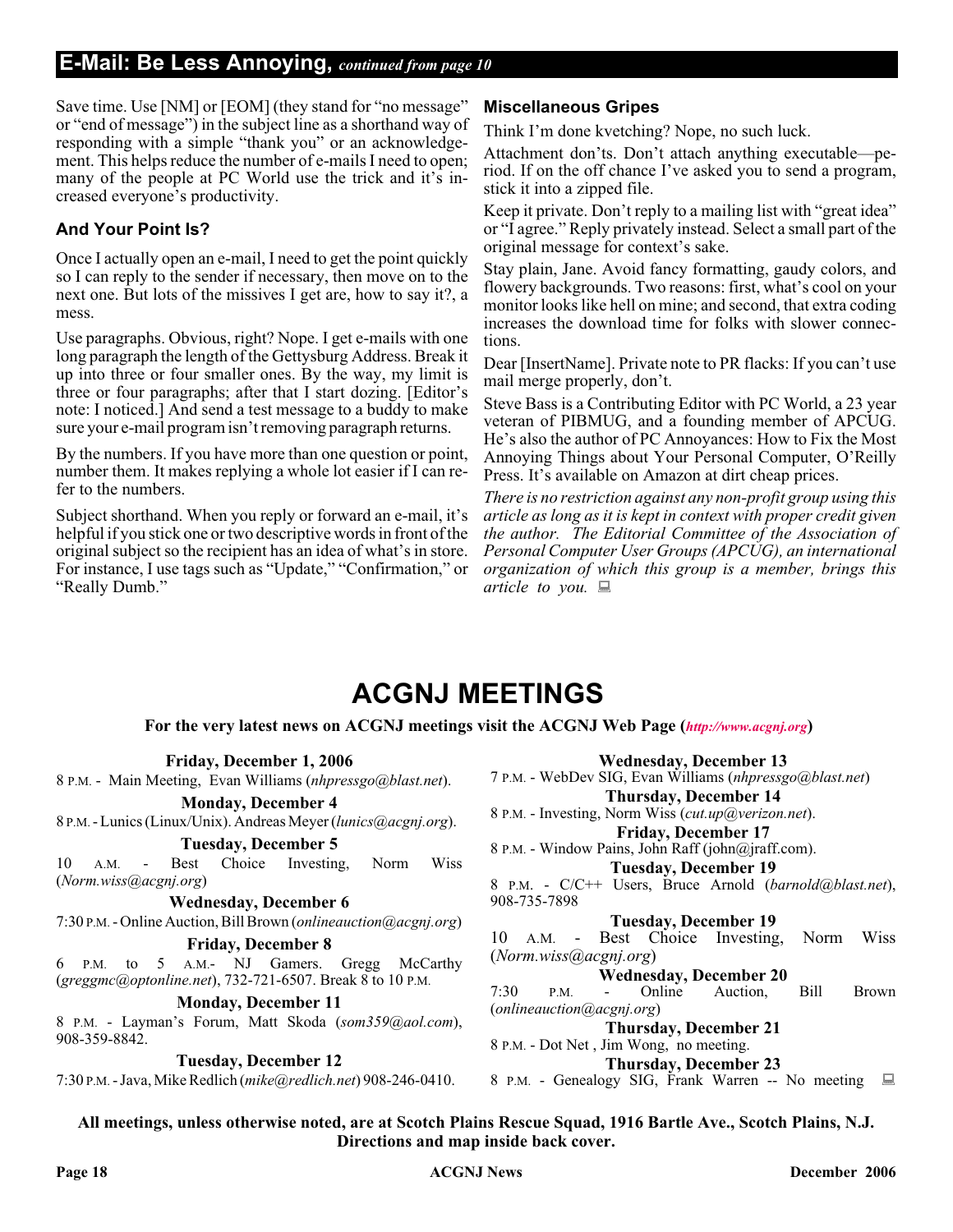## E-Mail: Be Less Annoying, *continued from page 10*

Save time. Use [NM] or [EOM] (they stand for "no message" or "end of message") in the subject line as a shorthand way of responding with a simple "thank you" or an acknowledgement. This helps reduce the number of e-mails I need to open; many of the people at PC World use the trick and it's increased everyone's productivity.

### And Your Point Is?

Once I actually open an e-mail, I need to get the point quickly so I can reply to the sender if necessary, then move on to the next one. But lots of the missives I get are, how to say it?, a mess.

Use paragraphs. Obvious, right? Nope. I get e-mails with one long paragraph the length of the Gettysburg Address. Break it up into three or four smaller ones. By the way, my limit is three or four paragraphs; after that I start dozing. [Editor's note: I noticed.] And send a test message to a buddy to make sure your e-mail program isn't removing paragraph returns.

By the numbers. If you have more than one question or point, number them. It makes replying a whole lot easier if I can refer to the numbers.

Subject shorthand. When you reply or forward an e-mail, it's helpful if you stick one or two descriptive words in front of the original subject so the recipient has an idea of what's in store. For instance, I use tags such as "Update," "Confirmation," or "Really Dumb."

### Miscellaneous Gripes

Think I'm done kvetching? Nope, no such luck.

Attachment don'ts. Don't attach anything executable—period. If on the off chance I've asked you to send a program, stick it into a zipped file.

Keep it private. Don't reply to a mailing list with "great idea" or "I agree." Reply privately instead. Select a small part of the original message for context's sake.

Stay plain, Jane. Avoid fancy formatting, gaudy colors, and flowery backgrounds. Two reasons: first, what's cool on your monitor looks like hell on mine; and second, that extra coding increases the download time for folks with slower connections.

Dear [InsertName]. Private note to PR flacks: If you can't use mail merge properly, don't.

Steve Bass is a Contributing Editor with PC World, a 23 year veteran of PIBMUG, and a founding member of APCUG. He's also the author of PC Annoyances: How to Fix the Most Annoying Things about Your Personal Computer, O'Reilly Press. It's available on Amazon at dirt cheap prices.

*There is no restriction against any non-profit group using this article as long as it is kept in context with proper credit given the author. The Editorial Committee of the Association of Personal Computer User Groups (APCUG), an international organization of which this group is a member, brings this article to you.*

# ACGNJ MEETINGS

**For the very latest news on ACGNJ meetings visit the ACGNJ Web Page (*http://www.acgnj.org*)**

**Friday, December 1, 2006**
8 P.M. - Main Meeting, Evan Williams (*nhpressgo@blast.net*).

**Monday, December 4**
8 P.M. - Lunics (Linux/Unix). Andreas Meyer (*lunics@acgnj.org*).

**Tuesday, December 5**
10 A.M. - Best Choice Investing, Norm Wiss (*Norm.wiss@acgnj.org*)

**Wednesday, December 6**
7:30 P.M. - Online Auction, Bill Brown (*onlineauction@acgnj.org*)

**Friday, December 8**
6 P.M. to 5 A.M.- NJ Gamers. Gregg McCarthy (*greggmc@optonline.net*), 732-721-6507. Break 8 to 10 P.M.

**Monday, December 11**
8 P.M. - Layman's Forum, Matt Skoda (*som359@aol.com*), 908-359-8842.

**Tuesday, December 12**
7:30 P.M. - Java, Mike Redlich (*mike@redlich.net*) 908-246-0410.

**Wednesday, December 13**
7 P.M. - WebDev SIG, Evan Williams (*nhpressgo@blast.net*)

**Thursday, December 14**
8 P.M. - Investing, Norm Wiss (*cut.up@verizon.net*).

**Friday, December 17**
8 P.M. - Window Pains, John Raff (john@jraff.com).

**Tuesday, December 19**
8 P.M. - C/C++ Users, Bruce Arnold (*barnold@blast.net*), 908-735-7898

**Tuesday, December 19**
10 A.M. - Best Choice Investing, Norm Wiss (*Norm.wiss@acgnj.org*)

**Wednesday, December 20**
7:30 P.M. - Online Auction, Bill Brown (*onlineauction@acgnj.org*)

**Thursday, December 21**
8 P.M. - Dot Net , Jim Wong, no meeting.

**Thursday, December 23**
8 P.M. - Genealogy SIG, Frank Warren -- No meeting

**All meetings, unless otherwise noted, are at Scotch Plains Rescue Squad, 1916 Bartle Ave., Scotch Plains, N.J. Directions and map inside back cover.**